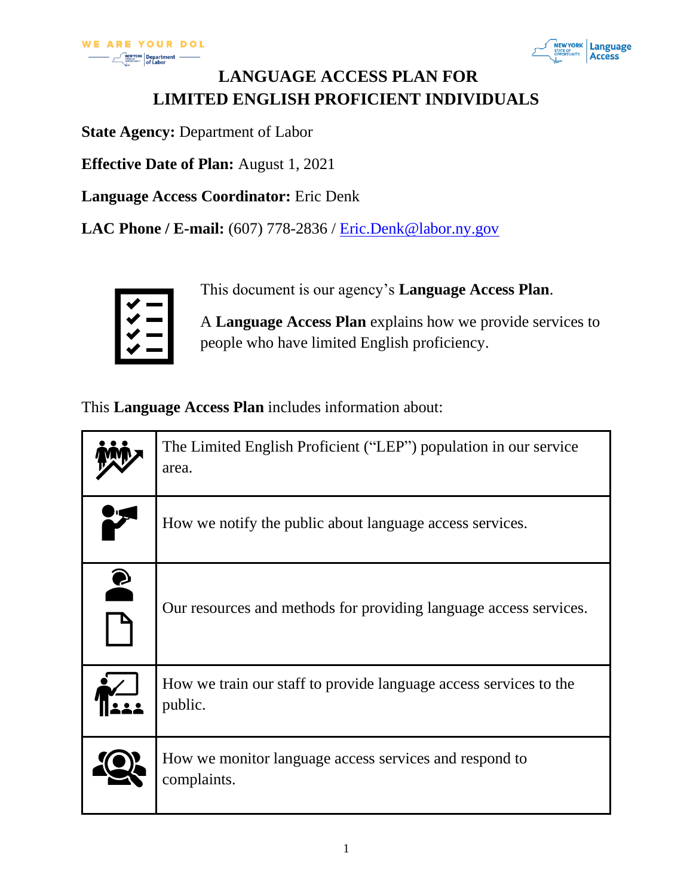# LANGUAGE ACCESS PLAN FOR LIMITED ENGLISH PROFICIENT INDIVIDUALS

**State Agency:** Department of Labor

**Effective Date of Plan:** August 1, 2021

**Language Access Coordinator:** Eric Denk

**LAC Phone / E-mail:** (607) 778-2836 / Eric.Denk@labor.ny.gov

This document is our agency's **Language Access Plan**.

A **Language Access Plan** explains how we provide services to people who have limited English proficiency.

This **Language Access Plan** includes information about:

| | |
|---|---|
| | The Limited English Proficient ("LEP") population in our service area. |
| | How we notify the public about language access services. |
| | Our resources and methods for providing language access services. |
| | How we train our staff to provide language access services to the public. |
| | How we monitor language access services and respond to complaints. |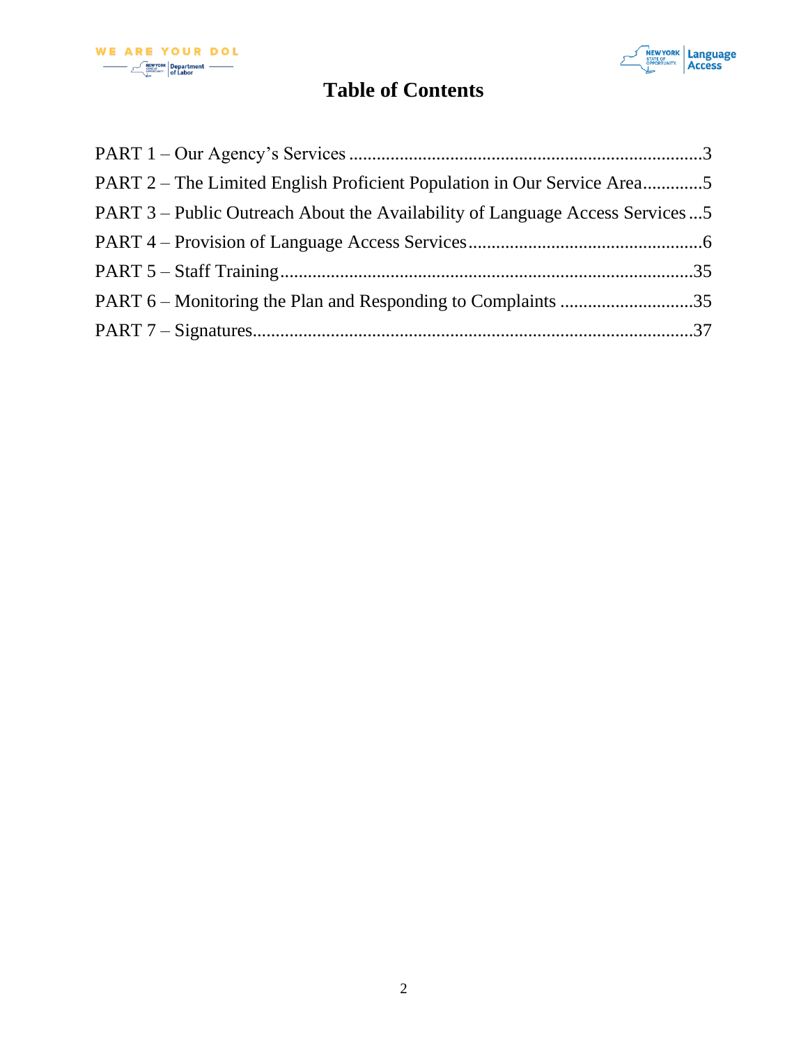# Table of Contents

PART 1 – Our Agency's Services ........................................................................3

PART 2 – The Limited English Proficient Population in Our Service Area............5

PART 3 – Public Outreach About the Availability of Language Access Services...5

PART 4 – Provision of Language Access Services..................................................6

PART 5 – Staff Training........................................................................................35

PART 6 – Monitoring the Plan and Responding to Complaints ............................35

PART 7 – Signatures..............................................................................................37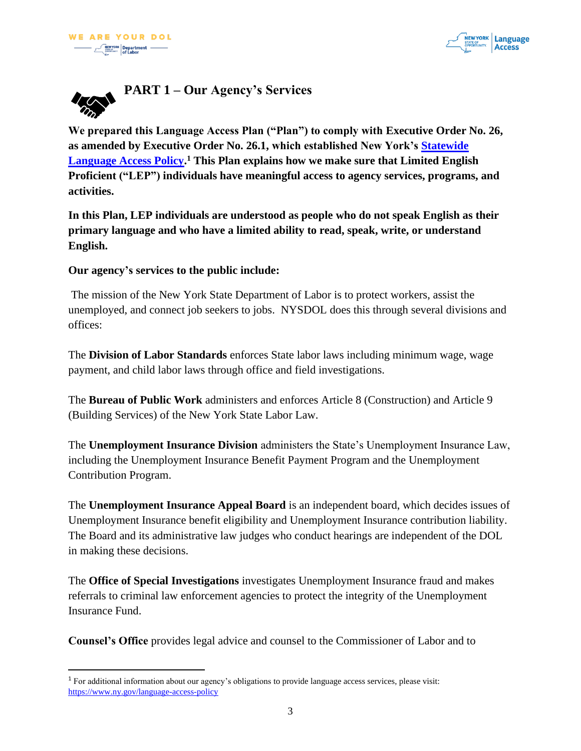# PART 1 – Our Agency's Services

**We prepared this Language Access Plan ("Plan") to comply with Executive Order No. 26, as amended by Executive Order No. 26.1, which established New York's Statewide Language Access Policy.[1] This Plan explains how we make sure that Limited English Proficient ("LEP") individuals have meaningful access to agency services, programs, and activities.**

**In this Plan, LEP individuals are understood as people who do not speak English as their primary language and who have a limited ability to read, speak, write, or understand English.**

**Our agency's services to the public include:**

The mission of the New York State Department of Labor is to protect workers, assist the unemployed, and connect job seekers to jobs. NYSDOL does this through several divisions and offices:

The **Division of Labor Standards** enforces State labor laws including minimum wage, wage payment, and child labor laws through office and field investigations.

The **Bureau of Public Work** administers and enforces Article 8 (Construction) and Article 9 (Building Services) of the New York State Labor Law.

The **Unemployment Insurance Division** administers the State's Unemployment Insurance Law, including the Unemployment Insurance Benefit Payment Program and the Unemployment Contribution Program.

The **Unemployment Insurance Appeal Board** is an independent board, which decides issues of Unemployment Insurance benefit eligibility and Unemployment Insurance contribution liability. The Board and its administrative law judges who conduct hearings are independent of the DOL in making these decisions.

The **Office of Special Investigations** investigates Unemployment Insurance fraud and makes referrals to criminal law enforcement agencies to protect the integrity of the Unemployment Insurance Fund.

**Counsel's Office** provides legal advice and counsel to the Commissioner of Labor and to

---

[1] For additional information about our agency's obligations to provide language access services, please visit: https://www.ny.gov/language-access-policy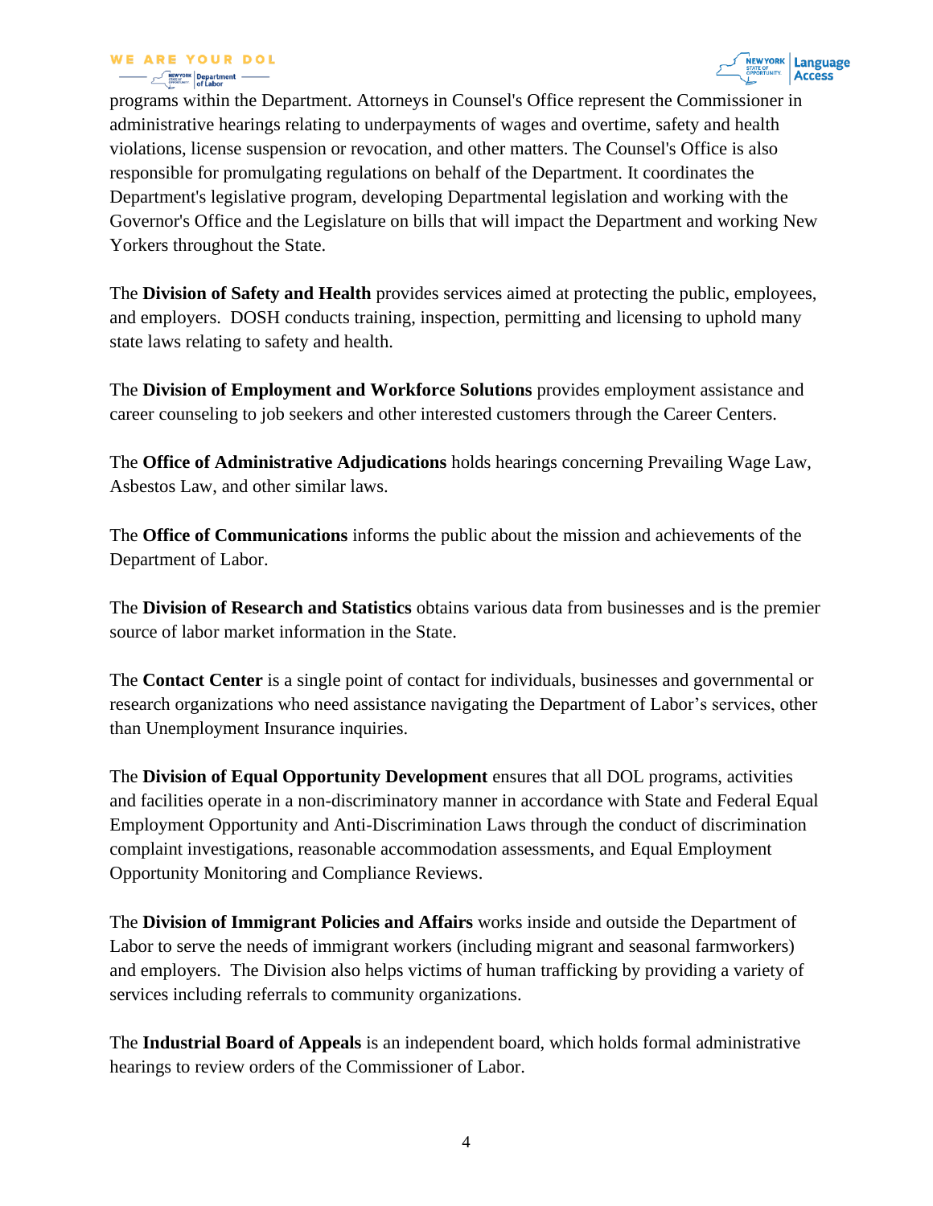programs within the Department. Attorneys in Counsel's Office represent the Commissioner in administrative hearings relating to underpayments of wages and overtime, safety and health violations, license suspension or revocation, and other matters. The Counsel's Office is also responsible for promulgating regulations on behalf of the Department. It coordinates the Department's legislative program, developing Departmental legislation and working with the Governor's Office and the Legislature on bills that will impact the Department and working New Yorkers throughout the State.

The **Division of Safety and Health** provides services aimed at protecting the public, employees, and employers. DOSH conducts training, inspection, permitting and licensing to uphold many state laws relating to safety and health.

The **Division of Employment and Workforce Solutions** provides employment assistance and career counseling to job seekers and other interested customers through the Career Centers.

The **Office of Administrative Adjudications** holds hearings concerning Prevailing Wage Law, Asbestos Law, and other similar laws.

The **Office of Communications** informs the public about the mission and achievements of the Department of Labor.

The **Division of Research and Statistics** obtains various data from businesses and is the premier source of labor market information in the State.

The **Contact Center** is a single point of contact for individuals, businesses and governmental or research organizations who need assistance navigating the Department of Labor's services, other than Unemployment Insurance inquiries.

The **Division of Equal Opportunity Development** ensures that all DOL programs, activities and facilities operate in a non-discriminatory manner in accordance with State and Federal Equal Employment Opportunity and Anti-Discrimination Laws through the conduct of discrimination complaint investigations, reasonable accommodation assessments, and Equal Employment Opportunity Monitoring and Compliance Reviews.

The **Division of Immigrant Policies and Affairs** works inside and outside the Department of Labor to serve the needs of immigrant workers (including migrant and seasonal farmworkers) and employers. The Division also helps victims of human trafficking by providing a variety of services including referrals to community organizations.

The **Industrial Board of Appeals** is an independent board, which holds formal administrative hearings to review orders of the Commissioner of Labor.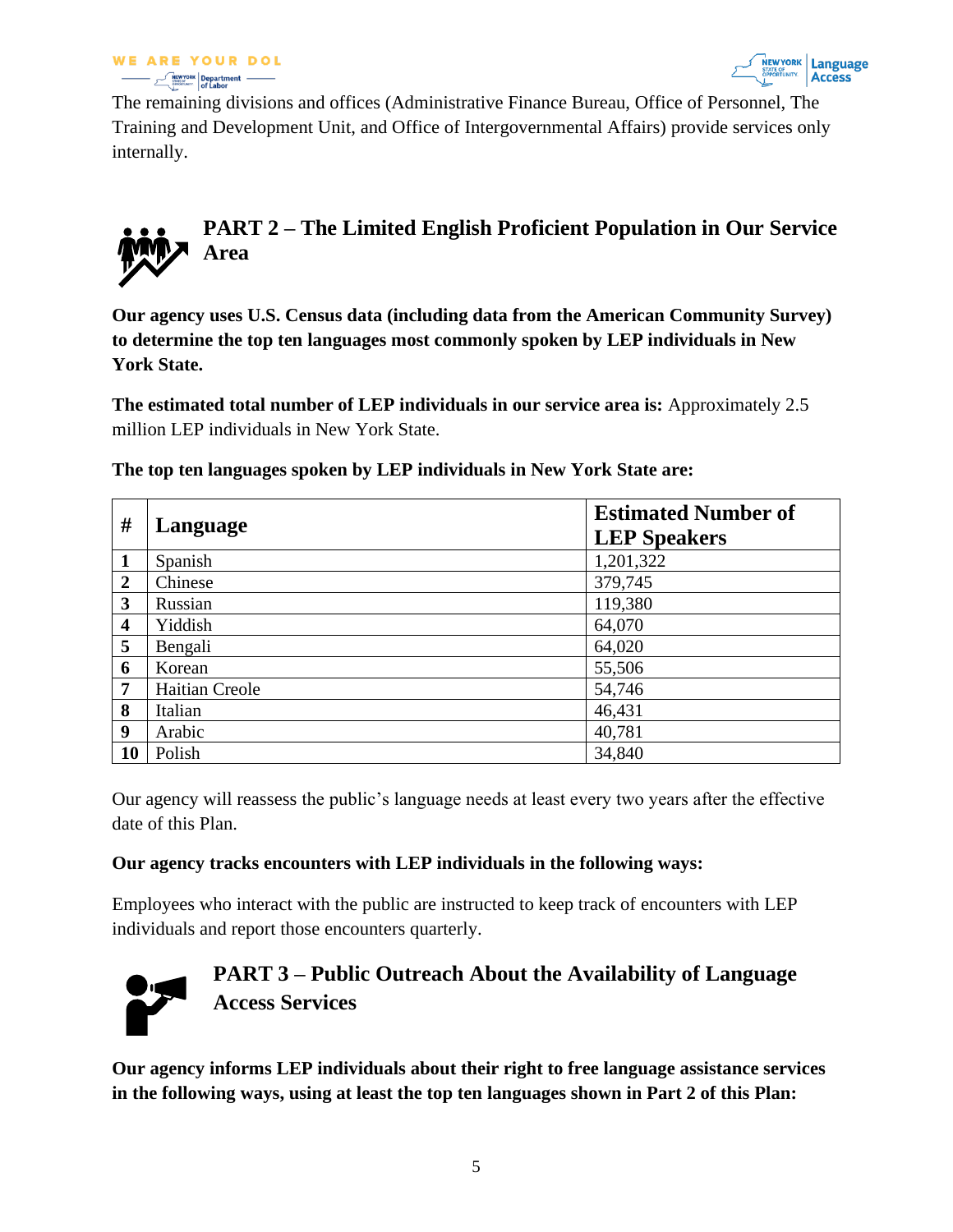The remaining divisions and offices (Administrative Finance Bureau, Office of Personnel, The Training and Development Unit, and Office of Intergovernmental Affairs) provide services only internally.

## PART 2 – The Limited English Proficient Population in Our Service Area

**Our agency uses U.S. Census data (including data from the American Community Survey) to determine the top ten languages most commonly spoken by LEP individuals in New York State.**

**The estimated total number of LEP individuals in our service area is:** Approximately 2.5 million LEP individuals in New York State.

**The top ten languages spoken by LEP individuals in New York State are:**

| # | Language | Estimated Number of LEP Speakers |
|---|---|---|
| 1 | Spanish | 1,201,322 |
| 2 | Chinese | 379,745 |
| 3 | Russian | 119,380 |
| 4 | Yiddish | 64,070 |
| 5 | Bengali | 64,020 |
| 6 | Korean | 55,506 |
| 7 | Haitian Creole | 54,746 |
| 8 | Italian | 46,431 |
| 9 | Arabic | 40,781 |
| 10 | Polish | 34,840 |

Our agency will reassess the public's language needs at least every two years after the effective date of this Plan.

**Our agency tracks encounters with LEP individuals in the following ways:**

Employees who interact with the public are instructed to keep track of encounters with LEP individuals and report those encounters quarterly.

## PART 3 – Public Outreach About the Availability of Language Access Services

**Our agency informs LEP individuals about their right to free language assistance services in the following ways, using at least the top ten languages shown in Part 2 of this Plan:**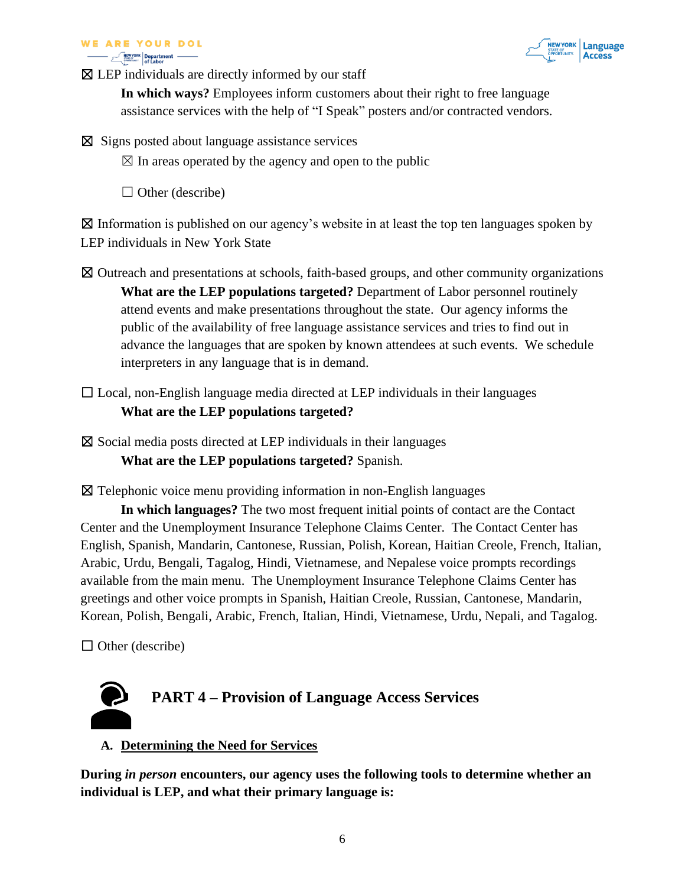☒ LEP individuals are directly informed by our staff

**In which ways?** Employees inform customers about their right to free language assistance services with the help of "I Speak" posters and/or contracted vendors.

☒ Signs posted about language assistance services

☒ In areas operated by the agency and open to the public

☐ Other (describe)

☒ Information is published on our agency's website in at least the top ten languages spoken by LEP individuals in New York State

☒ Outreach and presentations at schools, faith-based groups, and other community organizations

**What are the LEP populations targeted?** Department of Labor personnel routinely attend events and make presentations throughout the state. Our agency informs the public of the availability of free language assistance services and tries to find out in advance the languages that are spoken by known attendees at such events. We schedule interpreters in any language that is in demand.

☐ Local, non-English language media directed at LEP individuals in their languages

**What are the LEP populations targeted?**

☒ Social media posts directed at LEP individuals in their languages

**What are the LEP populations targeted?** Spanish.

☒ Telephonic voice menu providing information in non-English languages

**In which languages?** The two most frequent initial points of contact are the Contact Center and the Unemployment Insurance Telephone Claims Center. The Contact Center has English, Spanish, Mandarin, Cantonese, Russian, Polish, Korean, Haitian Creole, French, Italian, Arabic, Urdu, Bengali, Tagalog, Hindi, Vietnamese, and Nepalese voice prompts recordings available from the main menu. The Unemployment Insurance Telephone Claims Center has greetings and other voice prompts in Spanish, Haitian Creole, Russian, Cantonese, Mandarin, Korean, Polish, Bengali, Arabic, French, Italian, Hindi, Vietnamese, Urdu, Nepali, and Tagalog.

☐ Other (describe)

## PART 4 – Provision of Language Access Services

### A. Determining the Need for Services

**During *in person* encounters, our agency uses the following tools to determine whether an individual is LEP, and what their primary language is:**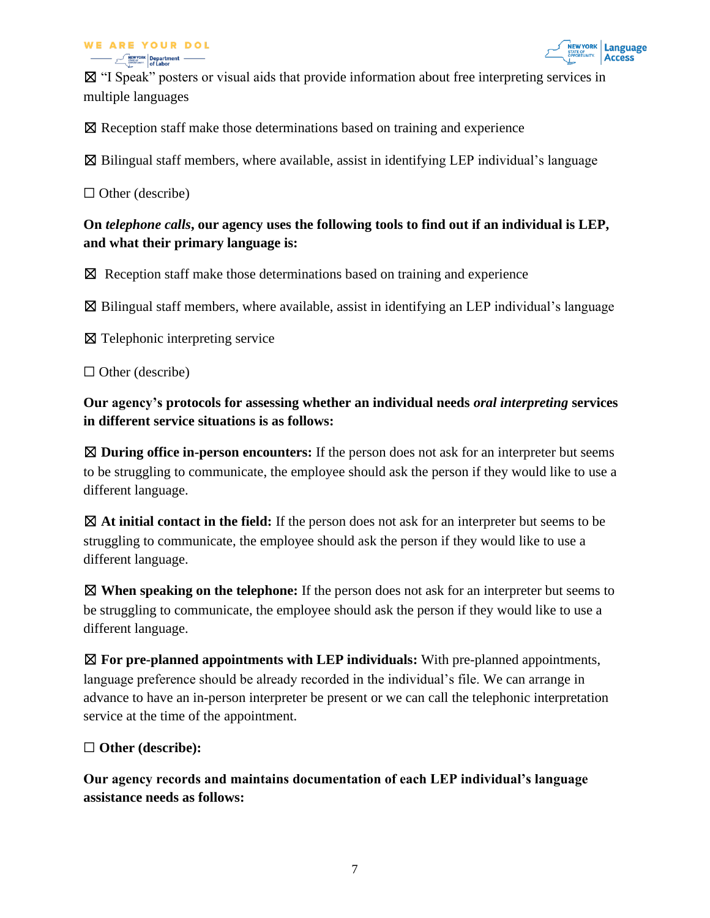☒ “I Speak” posters or visual aids that provide information about free interpreting services in multiple languages

☒ Reception staff make those determinations based on training and experience

☒ Bilingual staff members, where available, assist in identifying LEP individual’s language

☐ Other (describe)

**On *telephone calls*, our agency uses the following tools to find out if an individual is LEP, and what their primary language is:**

☒ Reception staff make those determinations based on training and experience

☒ Bilingual staff members, where available, assist in identifying an LEP individual’s language

☒ Telephonic interpreting service

☐ Other (describe)

**Our agency’s protocols for assessing whether an individual needs *oral interpreting* services in different service situations is as follows:**

☒ **During office in-person encounters:** If the person does not ask for an interpreter but seems to be struggling to communicate, the employee should ask the person if they would like to use a different language.

☒ **At initial contact in the field:** If the person does not ask for an interpreter but seems to be struggling to communicate, the employee should ask the person if they would like to use a different language.

☒ **When speaking on the telephone:** If the person does not ask for an interpreter but seems to be struggling to communicate, the employee should ask the person if they would like to use a different language.

☒ **For pre-planned appointments with LEP individuals:** With pre-planned appointments, language preference should be already recorded in the individual’s file. We can arrange in advance to have an in-person interpreter be present or we can call the telephonic interpretation service at the time of the appointment.

☐ **Other (describe):**

**Our agency records and maintains documentation of each LEP individual’s language assistance needs as follows:**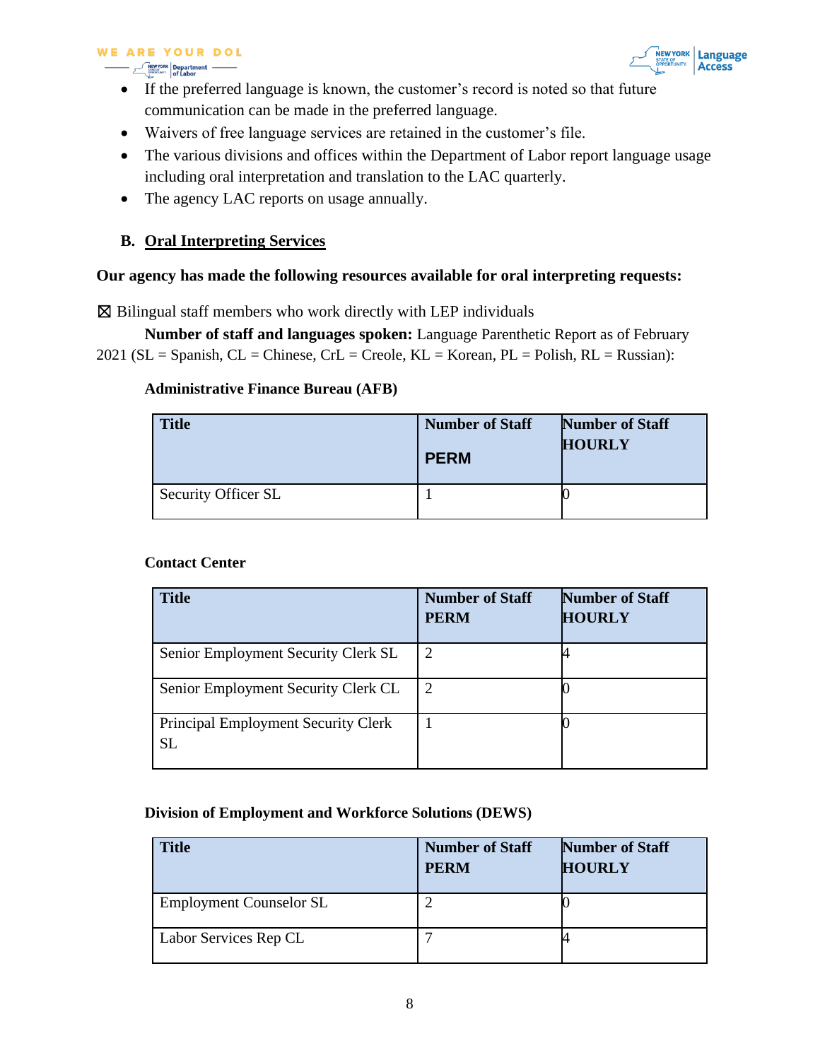- If the preferred language is known, the customer's record is noted so that future communication can be made in the preferred language.
- Waivers of free language services are retained in the customer's file.
- The various divisions and offices within the Department of Labor report language usage including oral interpretation and translation to the LAC quarterly.
- The agency LAC reports on usage annually.

### B. Oral Interpreting Services

**Our agency has made the following resources available for oral interpreting requests:**

☒ Bilingual staff members who work directly with LEP individuals

**Number of staff and languages spoken:** Language Parenthetic Report as of February 2021 (SL = Spanish, CL = Chinese, CrL = Creole, KL = Korean, PL = Polish, RL = Russian):

**Administrative Finance Bureau (AFB)**

| Title | Number of Staff PERM | Number of Staff HOURLY |
|---|---|---|
| Security Officer SL | 1 | 0 |

**Contact Center**

| Title | Number of Staff PERM | Number of Staff HOURLY |
|---|---|---|
| Senior Employment Security Clerk SL | 2 | 4 |
| Senior Employment Security Clerk CL | 2 | 0 |
| Principal Employment Security Clerk SL | 1 | 0 |

**Division of Employment and Workforce Solutions (DEWS)**

| Title | Number of Staff PERM | Number of Staff HOURLY |
|---|---|---|
| Employment Counselor SL | 2 | 0 |
| Labor Services Rep CL | 7 | 4 |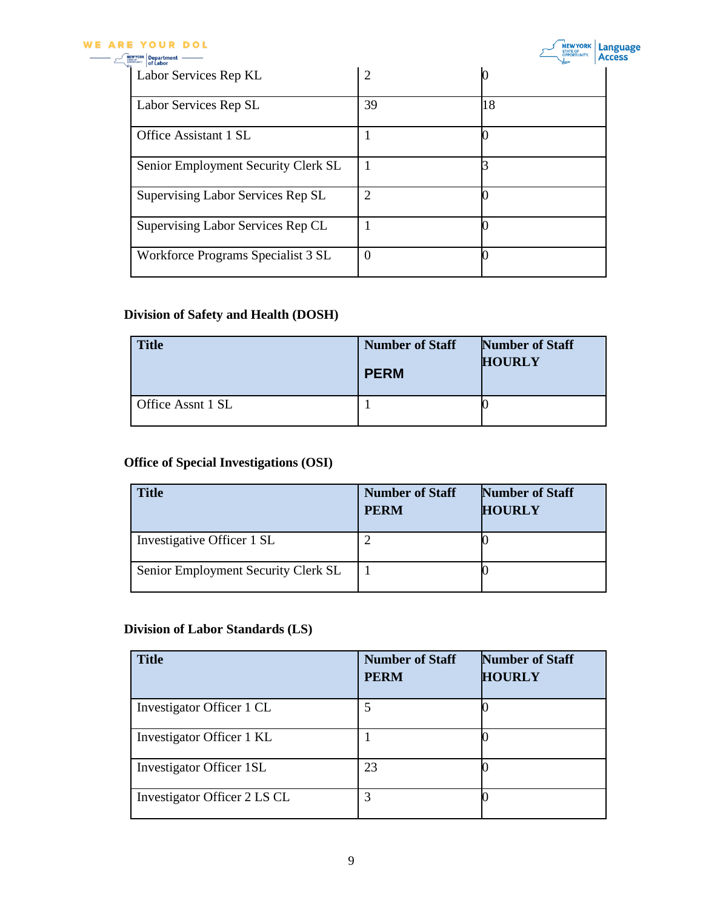| Labor Services Rep KL | 2 | 0 |
|---|---|---|
| Labor Services Rep SL | 39 | 18 |
| Office Assistant 1 SL | 1 | 0 |
| Senior Employment Security Clerk SL | 1 | 3 |
| Supervising Labor Services Rep SL | 2 | 0 |
| Supervising Labor Services Rep CL | 1 | 0 |
| Workforce Programs Specialist 3 SL | 0 | 0 |

**Division of Safety and Health (DOSH)**

| Title | Number of Staff PERM | Number of Staff HOURLY |
|---|---|---|
| Office Assnt 1 SL | 1 | 0 |

**Office of Special Investigations (OSI)**

| Title | Number of Staff PERM | Number of Staff HOURLY |
|---|---|---|
| Investigative Officer 1 SL | 2 | 0 |
| Senior Employment Security Clerk SL | 1 | 0 |

**Division of Labor Standards (LS)**

| Title | Number of Staff PERM | Number of Staff HOURLY |
|---|---|---|
| Investigator Officer 1 CL | 5 | 0 |
| Investigator Officer 1 KL | 1 | 0 |
| Investigator Officer 1SL | 23 | 0 |
| Investigator Officer 2 LS CL | 3 | 0 |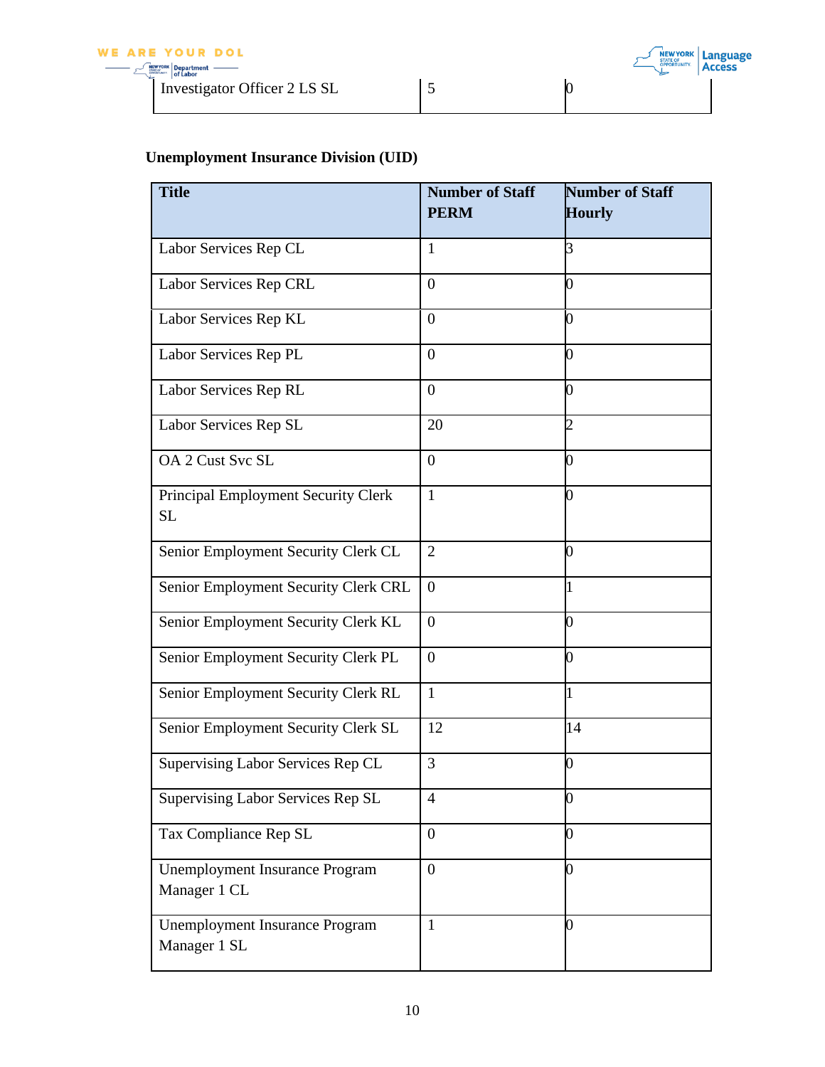| Investigator Officer 2 LS SL | 5 | 0 |
|---|---|---|

**Unemployment Insurance Division (UID)**

| Title | Number of Staff PERM | Number of Staff Hourly |
|---|---|---|
| Labor Services Rep CL | 1 | 3 |
| Labor Services Rep CRL | 0 | 0 |
| Labor Services Rep KL | 0 | 0 |
| Labor Services Rep PL | 0 | 0 |
| Labor Services Rep RL | 0 | 0 |
| Labor Services Rep SL | 20 | 2 |
| OA 2 Cust Svc SL | 0 | 0 |
| Principal Employment Security Clerk SL | 1 | 0 |
| Senior Employment Security Clerk CL | 2 | 0 |
| Senior Employment Security Clerk CRL | 0 | 1 |
| Senior Employment Security Clerk KL | 0 | 0 |
| Senior Employment Security Clerk PL | 0 | 0 |
| Senior Employment Security Clerk RL | 1 | 1 |
| Senior Employment Security Clerk SL | 12 | 14 |
| Supervising Labor Services Rep CL | 3 | 0 |
| Supervising Labor Services Rep SL | 4 | 0 |
| Tax Compliance Rep SL | 0 | 0 |
| Unemployment Insurance Program Manager 1 CL | 0 | 0 |
| Unemployment Insurance Program Manager 1 SL | 1 | 0 |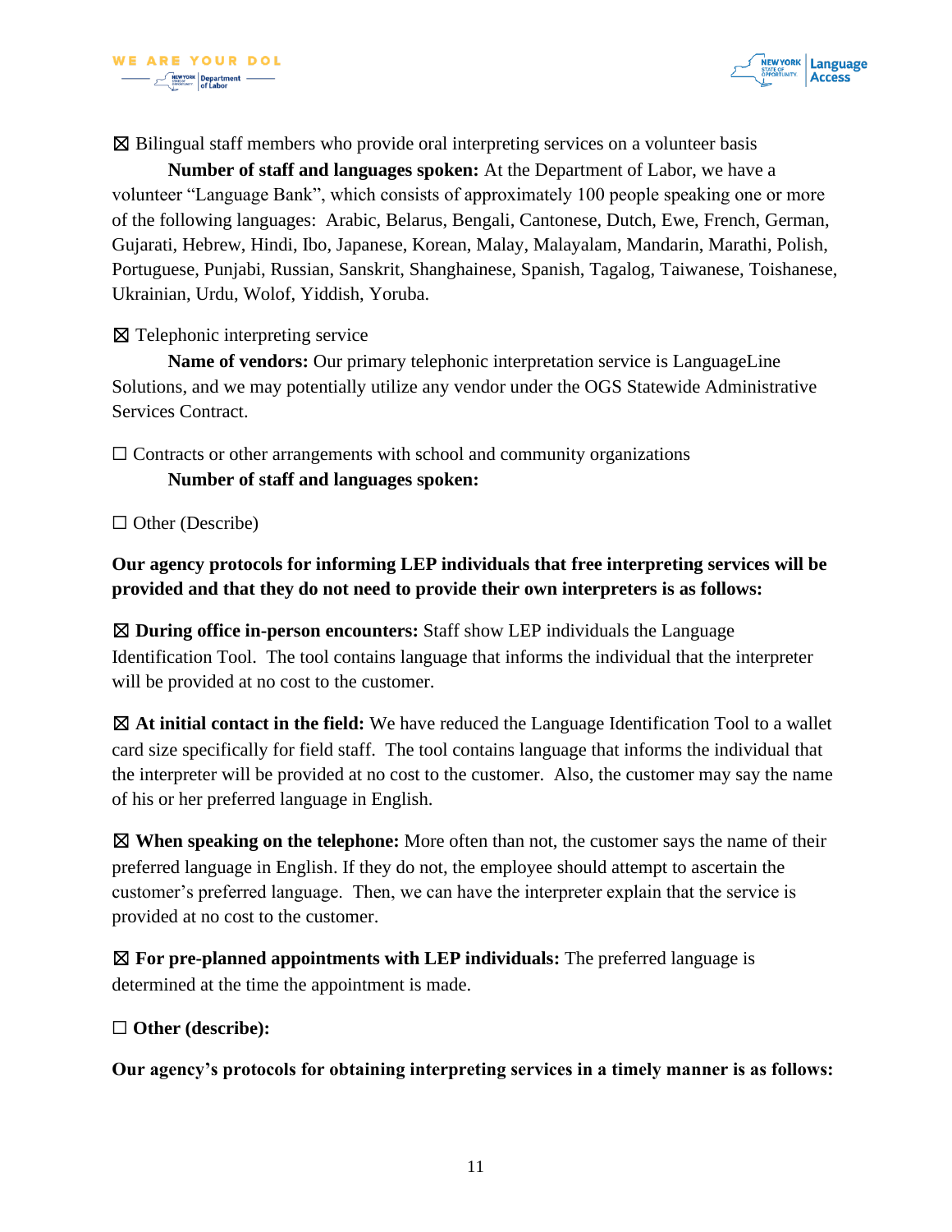☒ Bilingual staff members who provide oral interpreting services on a volunteer basis

**Number of staff and languages spoken:** At the Department of Labor, we have a volunteer "Language Bank", which consists of approximately 100 people speaking one or more of the following languages: Arabic, Belarus, Bengali, Cantonese, Dutch, Ewe, French, German, Gujarati, Hebrew, Hindi, Ibo, Japanese, Korean, Malay, Malayalam, Mandarin, Marathi, Polish, Portuguese, Punjabi, Russian, Sanskrit, Shanghainese, Spanish, Tagalog, Taiwanese, Toishanese, Ukrainian, Urdu, Wolof, Yiddish, Yoruba.

☒ Telephonic interpreting service

**Name of vendors:** Our primary telephonic interpretation service is LanguageLine Solutions, and we may potentially utilize any vendor under the OGS Statewide Administrative Services Contract.

☐ Contracts or other arrangements with school and community organizations

**Number of staff and languages spoken:**

☐ Other (Describe)

**Our agency protocols for informing LEP individuals that free interpreting services will be provided and that they do not need to provide their own interpreters is as follows:**

☒ **During office in-person encounters:** Staff show LEP individuals the Language Identification Tool. The tool contains language that informs the individual that the interpreter will be provided at no cost to the customer.

☒ **At initial contact in the field:** We have reduced the Language Identification Tool to a wallet card size specifically for field staff. The tool contains language that informs the individual that the interpreter will be provided at no cost to the customer. Also, the customer may say the name of his or her preferred language in English.

☒ **When speaking on the telephone:** More often than not, the customer says the name of their preferred language in English. If they do not, the employee should attempt to ascertain the customer's preferred language. Then, we can have the interpreter explain that the service is provided at no cost to the customer.

☒ **For pre-planned appointments with LEP individuals:** The preferred language is determined at the time the appointment is made.

☐ **Other (describe):**

**Our agency's protocols for obtaining interpreting services in a timely manner is as follows:**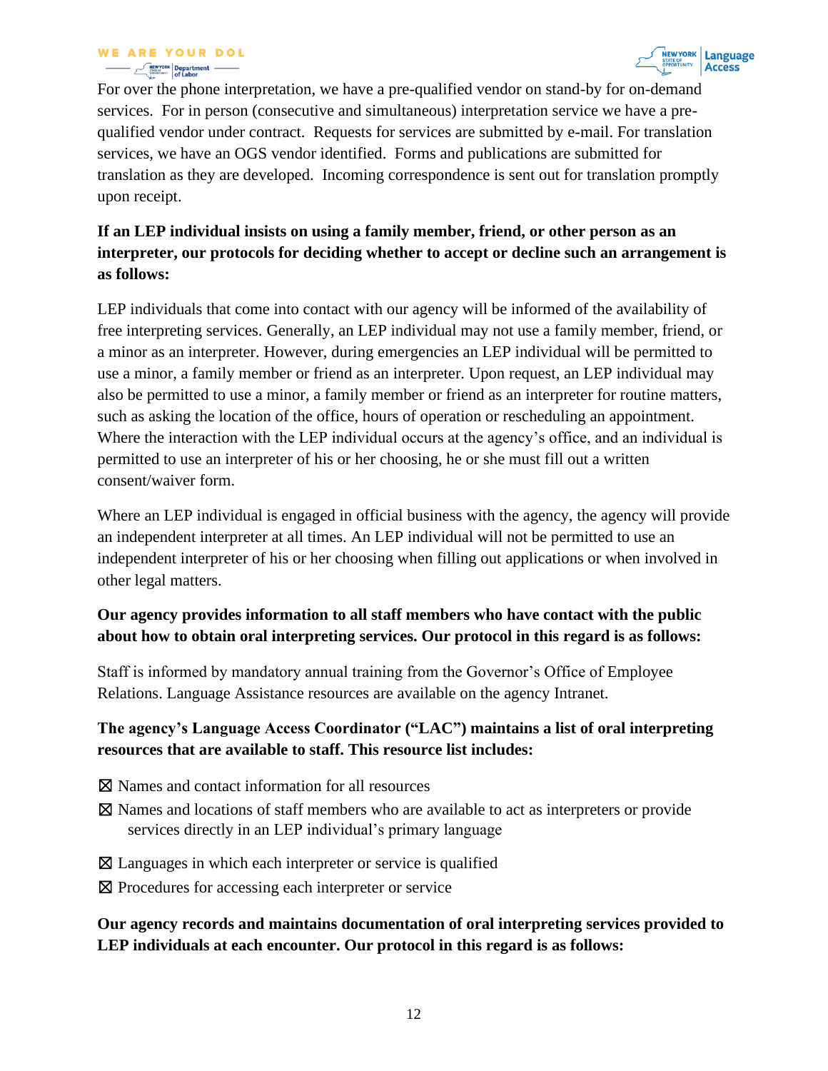For over the phone interpretation, we have a pre-qualified vendor on stand-by for on-demand services. For in person (consecutive and simultaneous) interpretation service we have a pre-qualified vendor under contract. Requests for services are submitted by e-mail. For translation services, we have an OGS vendor identified. Forms and publications are submitted for translation as they are developed. Incoming correspondence is sent out for translation promptly upon receipt.

**If an LEP individual insists on using a family member, friend, or other person as an interpreter, our protocols for deciding whether to accept or decline such an arrangement is as follows:**

LEP individuals that come into contact with our agency will be informed of the availability of free interpreting services. Generally, an LEP individual may not use a family member, friend, or a minor as an interpreter. However, during emergencies an LEP individual will be permitted to use a minor, a family member or friend as an interpreter. Upon request, an LEP individual may also be permitted to use a minor, a family member or friend as an interpreter for routine matters, such as asking the location of the office, hours of operation or rescheduling an appointment. Where the interaction with the LEP individual occurs at the agency's office, and an individual is permitted to use an interpreter of his or her choosing, he or she must fill out a written consent/waiver form.

Where an LEP individual is engaged in official business with the agency, the agency will provide an independent interpreter at all times. An LEP individual will not be permitted to use an independent interpreter of his or her choosing when filling out applications or when involved in other legal matters.

**Our agency provides information to all staff members who have contact with the public about how to obtain oral interpreting services. Our protocol in this regard is as follows:**

Staff is informed by mandatory annual training from the Governor's Office of Employee Relations. Language Assistance resources are available on the agency Intranet.

**The agency's Language Access Coordinator ("LAC") maintains a list of oral interpreting resources that are available to staff. This resource list includes:**

☒ Names and contact information for all resources

☒ Names and locations of staff members who are available to act as interpreters or provide services directly in an LEP individual's primary language

☒ Languages in which each interpreter or service is qualified

☒ Procedures for accessing each interpreter or service

**Our agency records and maintains documentation of oral interpreting services provided to LEP individuals at each encounter. Our protocol in this regard is as follows:**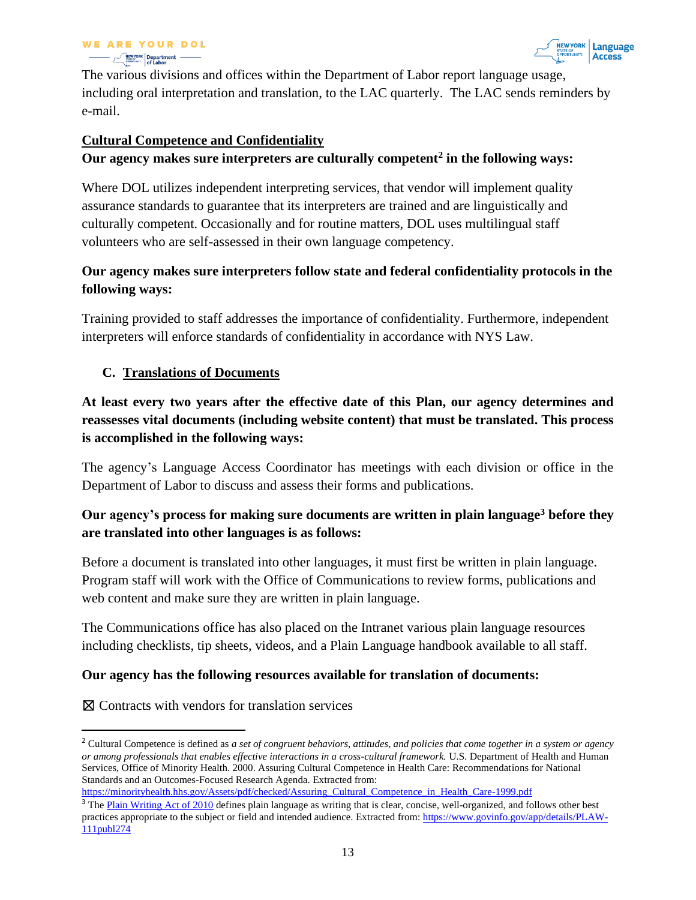The various divisions and offices within the Department of Labor report language usage, including oral interpretation and translation, to the LAC quarterly. The LAC sends reminders by e-mail.

**Cultural Competence and Confidentiality**

**Our agency makes sure interpreters are culturally competent[2] in the following ways:**

Where DOL utilizes independent interpreting services, that vendor will implement quality assurance standards to guarantee that its interpreters are trained and are linguistically and culturally competent. Occasionally and for routine matters, DOL uses multilingual staff volunteers who are self-assessed in their own language competency.

**Our agency makes sure interpreters follow state and federal confidentiality protocols in the following ways:**

Training provided to staff addresses the importance of confidentiality. Furthermore, independent interpreters will enforce standards of confidentiality in accordance with NYS Law.

### C. Translations of Documents

**At least every two years after the effective date of this Plan, our agency determines and reassesses vital documents (including website content) that must be translated. This process is accomplished in the following ways:**

The agency's Language Access Coordinator has meetings with each division or office in the Department of Labor to discuss and assess their forms and publications.

**Our agency's process for making sure documents are written in plain language[3] before they are translated into other languages is as follows:**

Before a document is translated into other languages, it must first be written in plain language. Program staff will work with the Office of Communications to review forms, publications and web content and make sure they are written in plain language.

The Communications office has also placed on the Intranet various plain language resources including checklists, tip sheets, videos, and a Plain Language handbook available to all staff.

**Our agency has the following resources available for translation of documents:**

☒ Contracts with vendors for translation services

---

[2] Cultural Competence is defined as *a set of congruent behaviors, attitudes, and policies that come together in a system or agency or among professionals that enables effective interactions in a cross-cultural framework.* U.S. Department of Health and Human Services, Office of Minority Health. 2000. Assuring Cultural Competence in Health Care: Recommendations for National Standards and an Outcomes-Focused Research Agenda. Extracted from: https://minorityhealth.hhs.gov/Assets/pdf/checked/Assuring_Cultural_Competence_in_Health_Care-1999.pdf

[3] The Plain Writing Act of 2010 defines plain language as writing that is clear, concise, well-organized, and follows other best practices appropriate to the subject or field and intended audience. Extracted from: https://www.govinfo.gov/app/details/PLAW-111publ274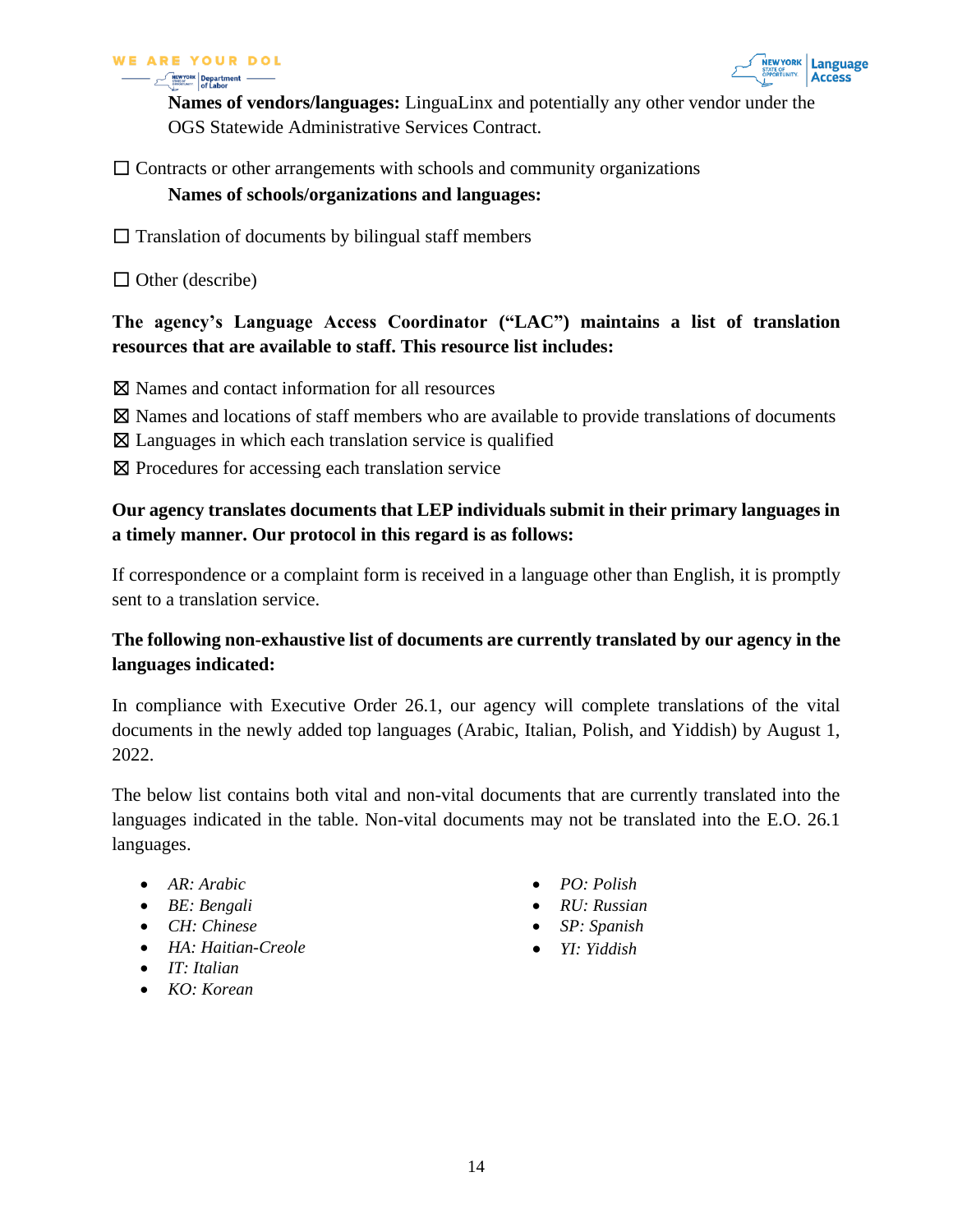**Names of vendors/languages:** LinguaLinx and potentially any other vendor under the OGS Statewide Administrative Services Contract.

☐ Contracts or other arrangements with schools and community organizations

**Names of schools/organizations and languages:**

☐ Translation of documents by bilingual staff members

☐ Other (describe)

**The agency's Language Access Coordinator ("LAC") maintains a list of translation resources that are available to staff. This resource list includes:**

☒ Names and contact information for all resources

☒ Names and locations of staff members who are available to provide translations of documents

☒ Languages in which each translation service is qualified

☒ Procedures for accessing each translation service

**Our agency translates documents that LEP individuals submit in their primary languages in a timely manner. Our protocol in this regard is as follows:**

If correspondence or a complaint form is received in a language other than English, it is promptly sent to a translation service.

**The following non-exhaustive list of documents are currently translated by our agency in the languages indicated:**

In compliance with Executive Order 26.1, our agency will complete translations of the vital documents in the newly added top languages (Arabic, Italian, Polish, and Yiddish) by August 1, 2022.

The below list contains both vital and non-vital documents that are currently translated into the languages indicated in the table. Non-vital documents may not be translated into the E.O. 26.1 languages.

- *AR: Arabic*
- *BE: Bengali*
- *CH: Chinese*
- *HA: Haitian-Creole*
- *IT: Italian*
- *KO: Korean*
- *PO: Polish*
- *RU: Russian*
- *SP: Spanish*
- *YI: Yiddish*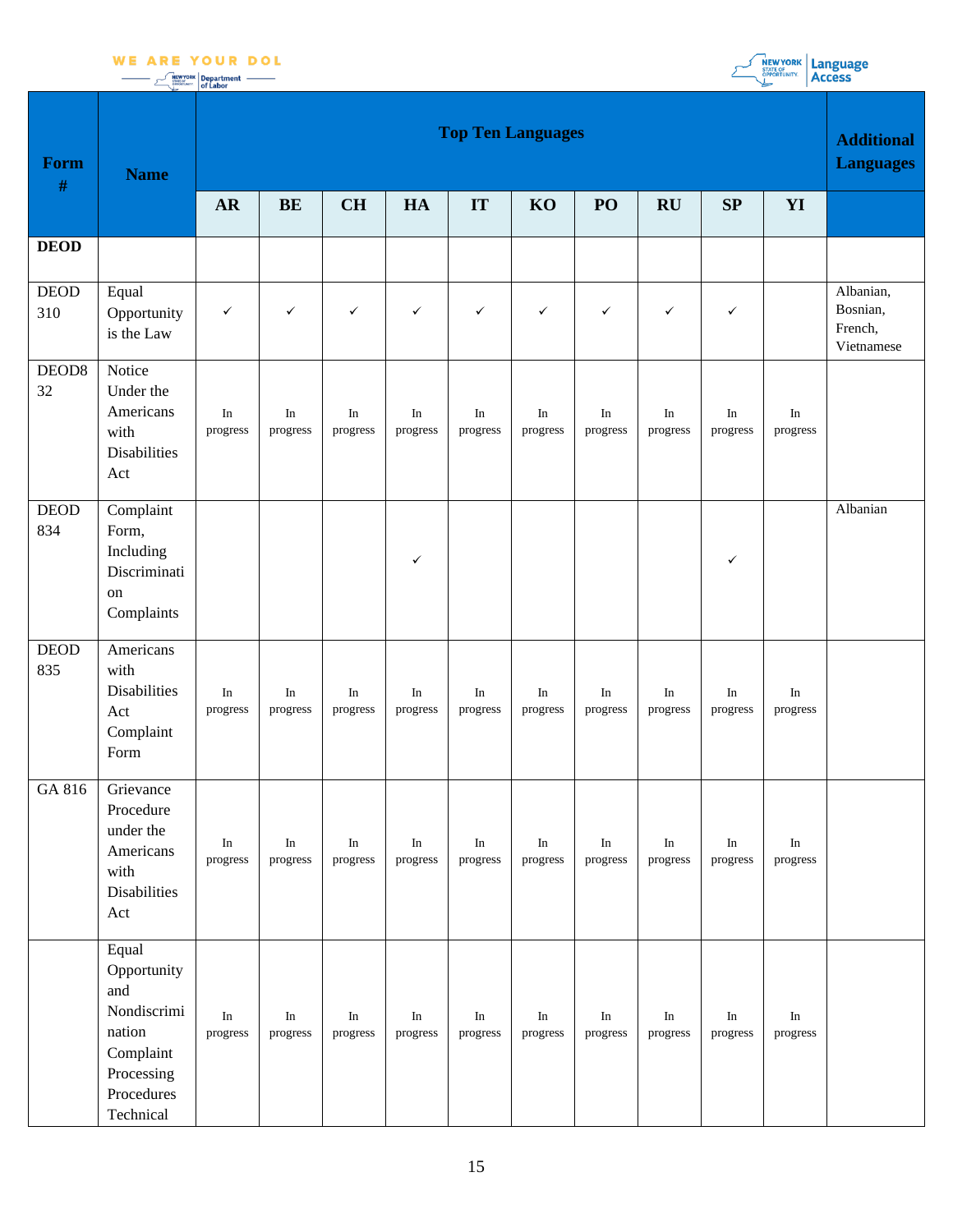| Form # | Name | Top Ten Languages | | | | | | | | | | Additional Languages |
|---|---|---|---|---|---|---|---|---|---|---|---|---|
| | | AR | BE | CH | HA | IT | KO | PO | RU | SP | YI | |
| **DEOD** | | | | | | | | | | | | |
| DEOD 310 | Equal Opportunity is the Law | ✓ | ✓ | ✓ | ✓ | ✓ | ✓ | ✓ | ✓ | ✓ | | Albanian, Bosnian, French, Vietnamese |
| DEOD832 | Notice Under the Americans with Disabilities Act | In progress | In progress | In progress | In progress | In progress | In progress | In progress | In progress | In progress | In progress | |
| DEOD 834 | Complaint Form, Including Discrimination Complaints | | | | ✓ | | | | | ✓ | | Albanian |
| DEOD 835 | Americans with Disabilities Act Complaint Form | In progress | In progress | In progress | In progress | In progress | In progress | In progress | In progress | In progress | In progress | |
| GA 816 | Grievance Procedure under the Americans with Disabilities Act | In progress | In progress | In progress | In progress | In progress | In progress | In progress | In progress | In progress | In progress | |
| | Equal Opportunity and Nondiscrimination Complaint Processing Procedures Technical | In progress | In progress | In progress | In progress | In progress | In progress | In progress | In progress | In progress | In progress | |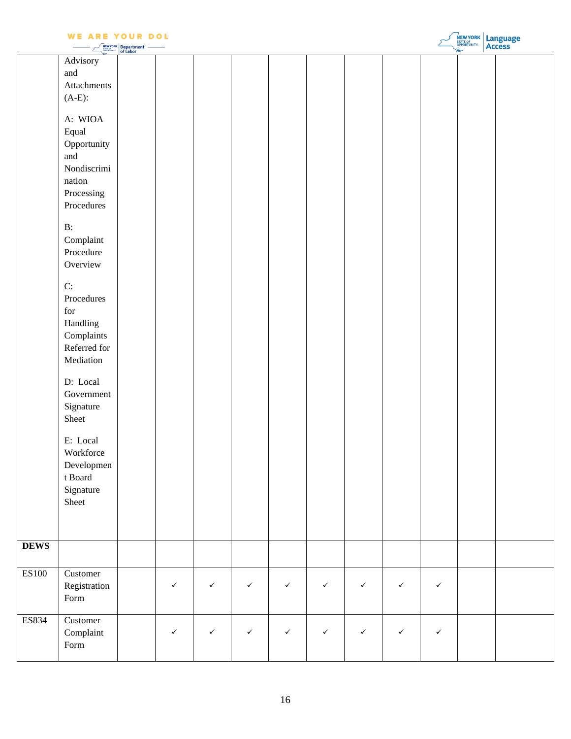| | | | | | | | | | | | | |
|---|---|---|---|---|---|---|---|---|---|---|---|---|
| | Advisory and Attachments (A-E):<br><br>A: WIOA Equal Opportunity and Nondiscrimination Processing Procedures<br><br>B: Complaint Procedure Overview<br><br>C: Procedures for Handling Complaints Referred for Mediation<br><br>D: Local Government Signature Sheet<br><br>E: Local Workforce Development Board Signature Sheet | | | | | | | | | | | |
| **DEWS** | | | | | | | | | | | | |
| ES100 | Customer Registration Form | | ✓ | ✓ | ✓ | ✓ | ✓ | ✓ | ✓ | ✓ | | |
| ES834 | Customer Complaint Form | | ✓ | ✓ | ✓ | ✓ | ✓ | ✓ | ✓ | ✓ | | |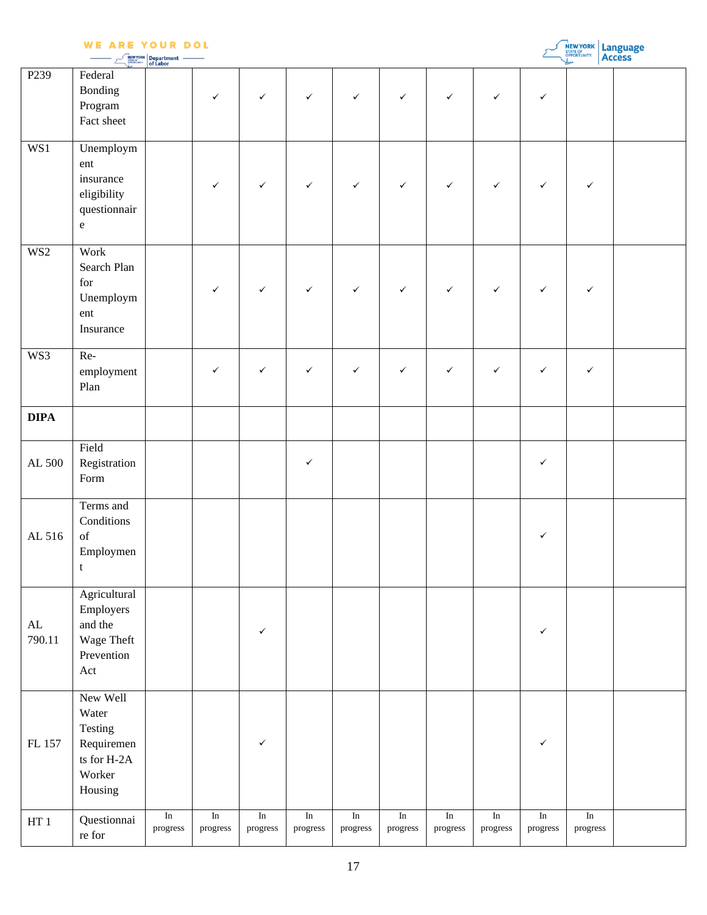| P239 | Federal Bonding Program Fact sheet | | ✓ | ✓ | ✓ | ✓ | ✓ | ✓ | ✓ | ✓ | | |
|---|---|---|---|---|---|---|---|---|---|---|---|---|
| WS1 | Unemployment insurance eligibility questionnaire | | ✓ | ✓ | ✓ | ✓ | ✓ | ✓ | ✓ | ✓ | ✓ | |
| WS2 | Work Search Plan for Unemployment Insurance | | ✓ | ✓ | ✓ | ✓ | ✓ | ✓ | ✓ | ✓ | ✓ | |
| WS3 | Re-employment Plan | | ✓ | ✓ | ✓ | ✓ | ✓ | ✓ | ✓ | ✓ | ✓ | |
| **DIPA** | | | | | | | | | | | | |
| AL 500 | Field Registration Form | | | | ✓ | | | | | ✓ | | |
| AL 516 | Terms and Conditions of Employment | | | | | | | | | ✓ | | |
| AL 790.11 | Agricultural Employers and the Wage Theft Prevention Act | | | ✓ | | | | | | ✓ | | |
| FL 157 | New Well Water Testing Requirements for H-2A Worker Housing | | | ✓ | | | | | | ✓ | | |
| HT 1 | Questionnaire for | In progress | In progress | In progress | In progress | In progress | In progress | In progress | In progress | In progress | In progress | |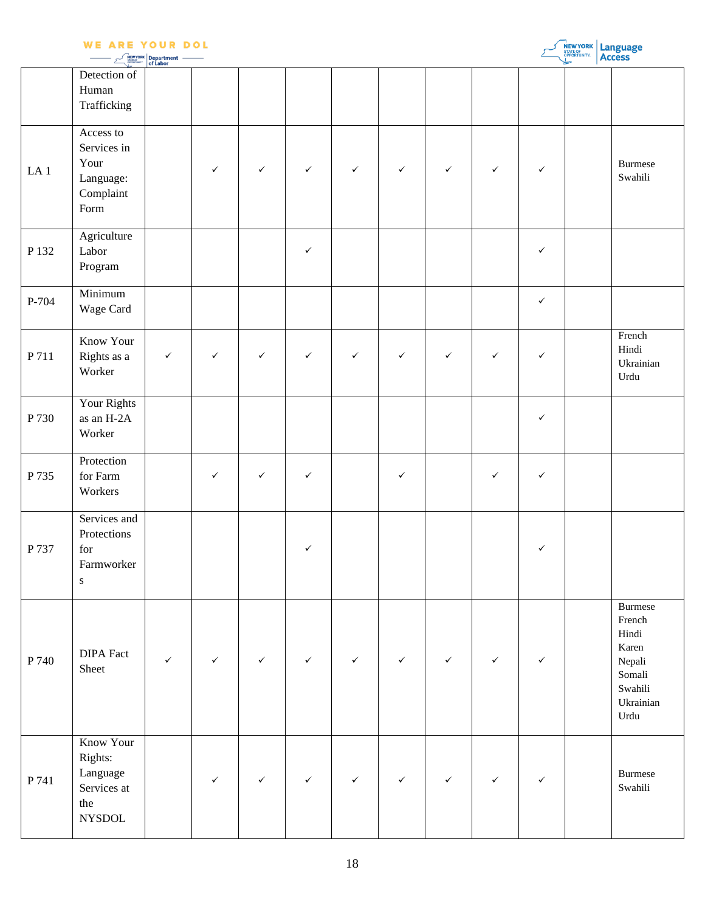| | | | | | | | | | | | | |
|---|---|---|---|---|---|---|---|---|---|---|---|---|
| | Detection of Human Trafficking | | | | | | | | | | | |
| LA 1 | Access to Services in Your Language: Complaint Form | | ✓ | ✓ | ✓ | ✓ | ✓ | ✓ | ✓ | ✓ | | Burmese Swahili |
| P 132 | Agriculture Labor Program | | | | ✓ | | | | | ✓ | | |
| P-704 | Minimum Wage Card | | | | | | | | | ✓ | | |
| P 711 | Know Your Rights as a Worker | ✓ | ✓ | ✓ | ✓ | ✓ | ✓ | ✓ | ✓ | ✓ | | French Hindi Ukrainian Urdu |
| P 730 | Your Rights as an H-2A Worker | | | | | | | | | ✓ | | |
| P 735 | Protection for Farm Workers | | ✓ | ✓ | ✓ | | ✓ | | ✓ | ✓ | | |
| P 737 | Services and Protections for Farmworkers | | | | ✓ | | | | | ✓ | | |
| P 740 | DIPA Fact Sheet | ✓ | ✓ | ✓ | ✓ | ✓ | ✓ | ✓ | ✓ | ✓ | | Burmese French Hindi Karen Nepali Somali Swahili Ukrainian Urdu |
| P 741 | Know Your Rights: Language Services at the NYSDOL | | ✓ | ✓ | ✓ | ✓ | ✓ | ✓ | ✓ | ✓ | | Burmese Swahili |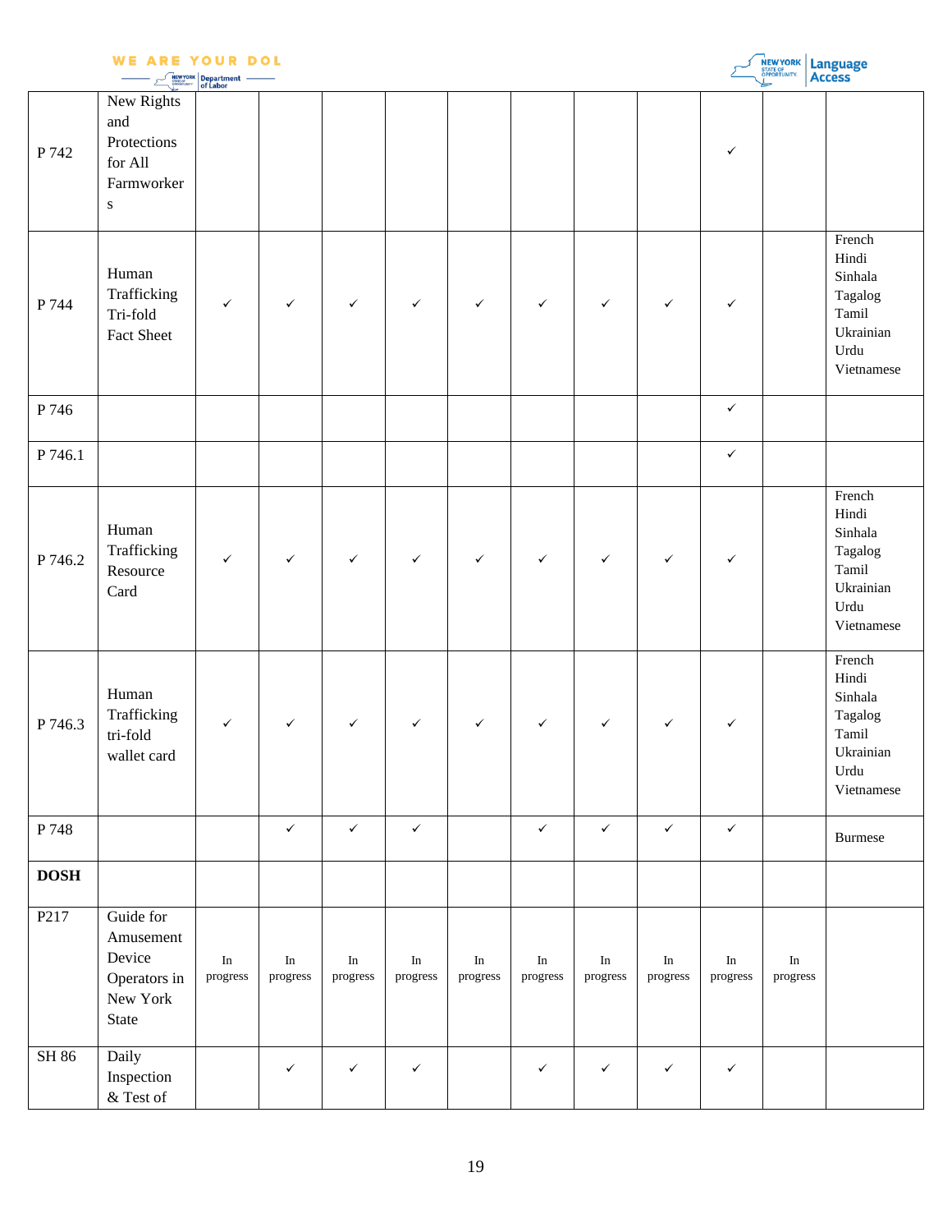| | | | | | | | | | | | | |
|---|---|---|---|---|---|---|---|---|---|---|---|---|
| P 742 | New Rights and Protections for All Farmworkers | | | | | | | | | ✓ | | |
| P 744 | Human Trafficking Tri-fold Fact Sheet | ✓ | ✓ | ✓ | ✓ | ✓ | ✓ | ✓ | ✓ | ✓ | | French<br>Hindi<br>Sinhala<br>Tagalog<br>Tamil<br>Ukrainian<br>Urdu<br>Vietnamese |
| P 746 | | | | | | | | | | ✓ | | |
| P 746.1 | | | | | | | | | | ✓ | | |
| P 746.2 | Human Trafficking Resource Card | ✓ | ✓ | ✓ | ✓ | ✓ | ✓ | ✓ | ✓ | ✓ | | French<br>Hindi<br>Sinhala<br>Tagalog<br>Tamil<br>Ukrainian<br>Urdu<br>Vietnamese |
| P 746.3 | Human Trafficking tri-fold wallet card | ✓ | ✓ | ✓ | ✓ | ✓ | ✓ | ✓ | ✓ | ✓ | | French<br>Hindi<br>Sinhala<br>Tagalog<br>Tamil<br>Ukrainian<br>Urdu<br>Vietnamese |
| P 748 | | | ✓ | ✓ | ✓ | | ✓ | ✓ | ✓ | ✓ | | Burmese |
| **DOSH** | | | | | | | | | | | | |
| P217 | Guide for Amusement Device Operators in New York State | In progress | In progress | In progress | In progress | In progress | In progress | In progress | In progress | In progress | In progress | |
| SH 86 | Daily Inspection & Test of | | ✓ | ✓ | ✓ | | ✓ | ✓ | ✓ | ✓ | | |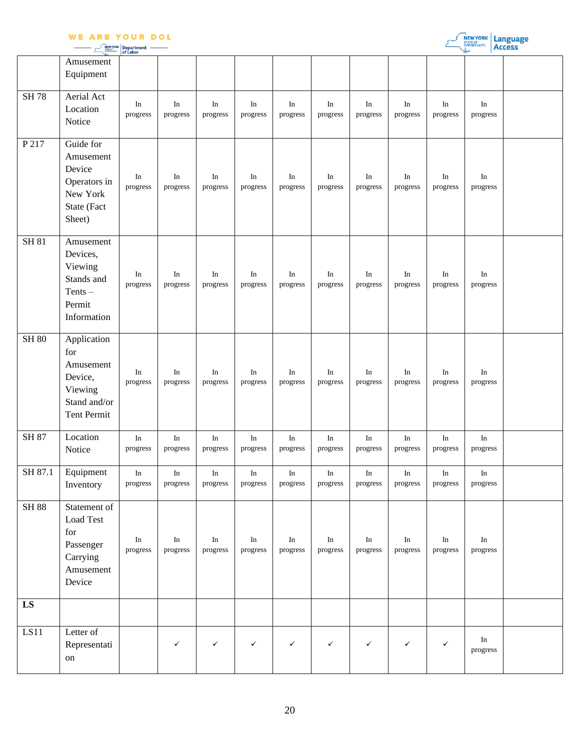| | | | | | | | | | | | | |
|---|---|---|---|---|---|---|---|---|---|---|---|---|
| | Amusement Equipment | | | | | | | | | | | |
| SH 78 | Aerial Act Location Notice | In progress | In progress | In progress | In progress | In progress | In progress | In progress | In progress | In progress | In progress | |
| P 217 | Guide for Amusement Device Operators in New York State (Fact Sheet) | In progress | In progress | In progress | In progress | In progress | In progress | In progress | In progress | In progress | In progress | |
| SH 81 | Amusement Devices, Viewing Stands and Tents – Permit Information | In progress | In progress | In progress | In progress | In progress | In progress | In progress | In progress | In progress | In progress | |
| SH 80 | Application for Amusement Device, Viewing Stand and/or Tent Permit | In progress | In progress | In progress | In progress | In progress | In progress | In progress | In progress | In progress | In progress | |
| SH 87 | Location Notice | In progress | In progress | In progress | In progress | In progress | In progress | In progress | In progress | In progress | In progress | |
| SH 87.1 | Equipment Inventory | In progress | In progress | In progress | In progress | In progress | In progress | In progress | In progress | In progress | In progress | |
| SH 88 | Statement of Load Test for Passenger Carrying Amusement Device | In progress | In progress | In progress | In progress | In progress | In progress | In progress | In progress | In progress | In progress | |
| **LS** | | | | | | | | | | | | |
| LS11 | Letter of Representation | | ✓ | ✓ | ✓ | ✓ | ✓ | ✓ | ✓ | ✓ | In progress | |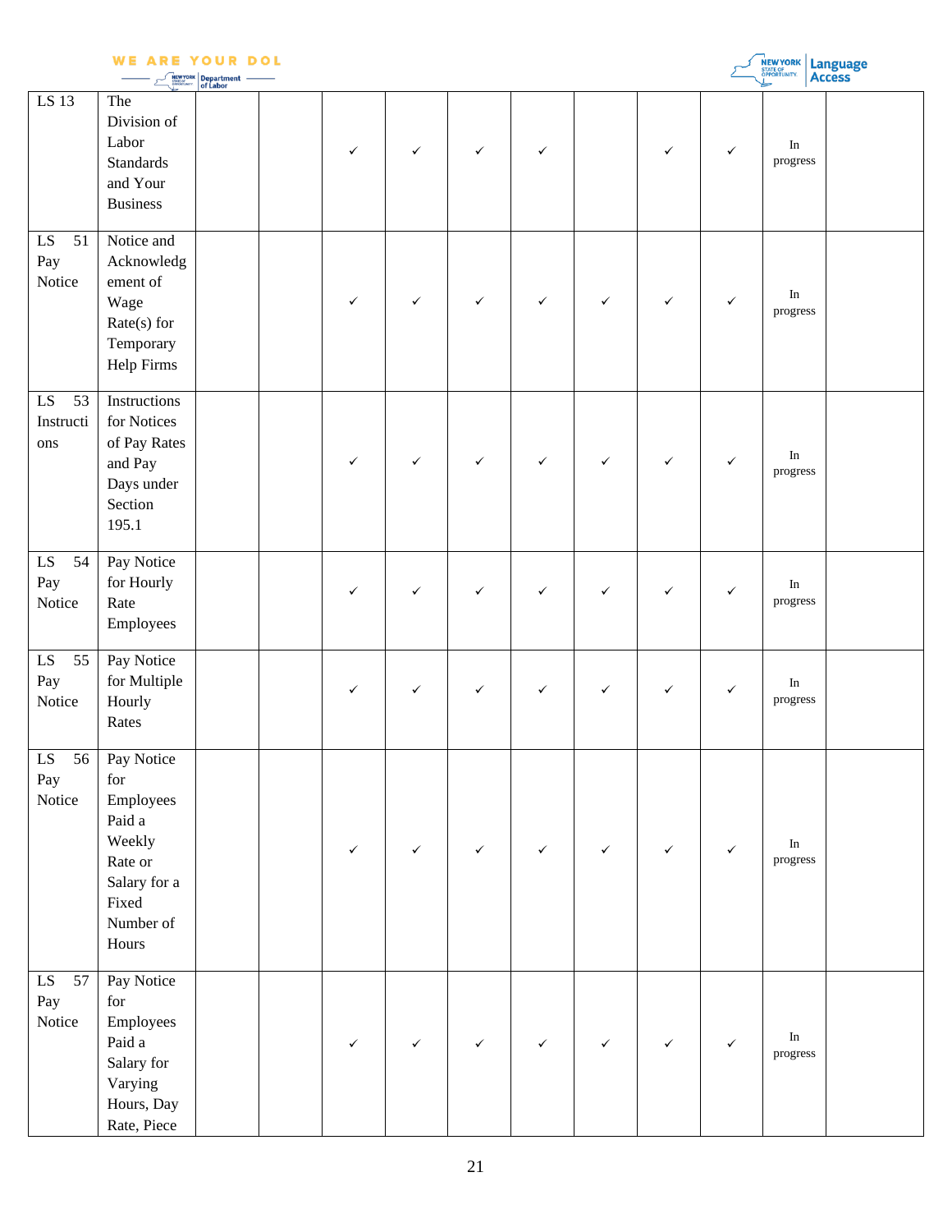| | | | | | | | | | | | | |
|---|---|---|---|---|---|---|---|---|---|---|---|---|
| LS 13 | The Division of Labor Standards and Your Business | | | ✓ | ✓ | ✓ | ✓ | | ✓ | ✓ | In progress | |
| LS 51 Pay Notice | Notice and Acknowledgement of Wage Rate(s) for Temporary Help Firms | | | ✓ | ✓ | ✓ | ✓ | ✓ | ✓ | ✓ | In progress | |
| LS 53 Instructions | Instructions for Notices of Pay Rates and Pay Days under Section 195.1 | | | ✓ | ✓ | ✓ | ✓ | ✓ | ✓ | ✓ | In progress | |
| LS 54 Pay Notice | Pay Notice for Hourly Rate Employees | | | ✓ | ✓ | ✓ | ✓ | ✓ | ✓ | ✓ | In progress | |
| LS 55 Pay Notice | Pay Notice for Multiple Hourly Rates | | | ✓ | ✓ | ✓ | ✓ | ✓ | ✓ | ✓ | In progress | |
| LS 56 Pay Notice | Pay Notice for Employees Paid a Weekly Rate or Salary for a Fixed Number of Hours | | | ✓ | ✓ | ✓ | ✓ | ✓ | ✓ | ✓ | In progress | |
| LS 57 Pay Notice | Pay Notice for Employees Paid a Salary for Varying Hours, Day Rate, Piece | | | ✓ | ✓ | ✓ | ✓ | ✓ | ✓ | ✓ | In progress | |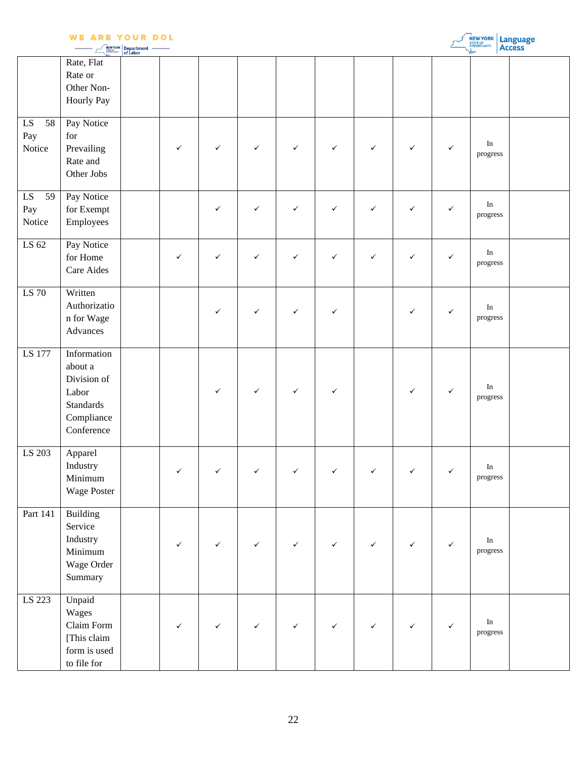| | | | | | | | | | | | | |
|---|---|---|---|---|---|---|---|---|---|---|---|---|
| | Rate, Flat Rate or Other Non-Hourly Pay | | | | | | | | | | | |
| LS 58 Pay Notice | Pay Notice for Prevailing Rate and Other Jobs | | ✓ | ✓ | ✓ | ✓ | ✓ | ✓ | ✓ | ✓ | In progress | |
| LS 59 Pay Notice | Pay Notice for Exempt Employees | | | ✓ | ✓ | ✓ | ✓ | ✓ | ✓ | ✓ | In progress | |
| LS 62 | Pay Notice for Home Care Aides | | ✓ | ✓ | ✓ | ✓ | ✓ | ✓ | ✓ | ✓ | In progress | |
| LS 70 | Written Authorization for Wage Advances | | | ✓ | ✓ | ✓ | ✓ | | ✓ | ✓ | In progress | |
| LS 177 | Information about a Division of Labor Standards Compliance Conference | | | ✓ | ✓ | ✓ | ✓ | | ✓ | ✓ | In progress | |
| LS 203 | Apparel Industry Minimum Wage Poster | | ✓ | ✓ | ✓ | ✓ | ✓ | ✓ | ✓ | ✓ | In progress | |
| Part 141 | Building Service Industry Minimum Wage Order Summary | | ✓ | ✓ | ✓ | ✓ | ✓ | ✓ | ✓ | ✓ | In progress | |
| LS 223 | Unpaid Wages Claim Form [This claim form is used to file for | | ✓ | ✓ | ✓ | ✓ | ✓ | ✓ | ✓ | ✓ | In progress | |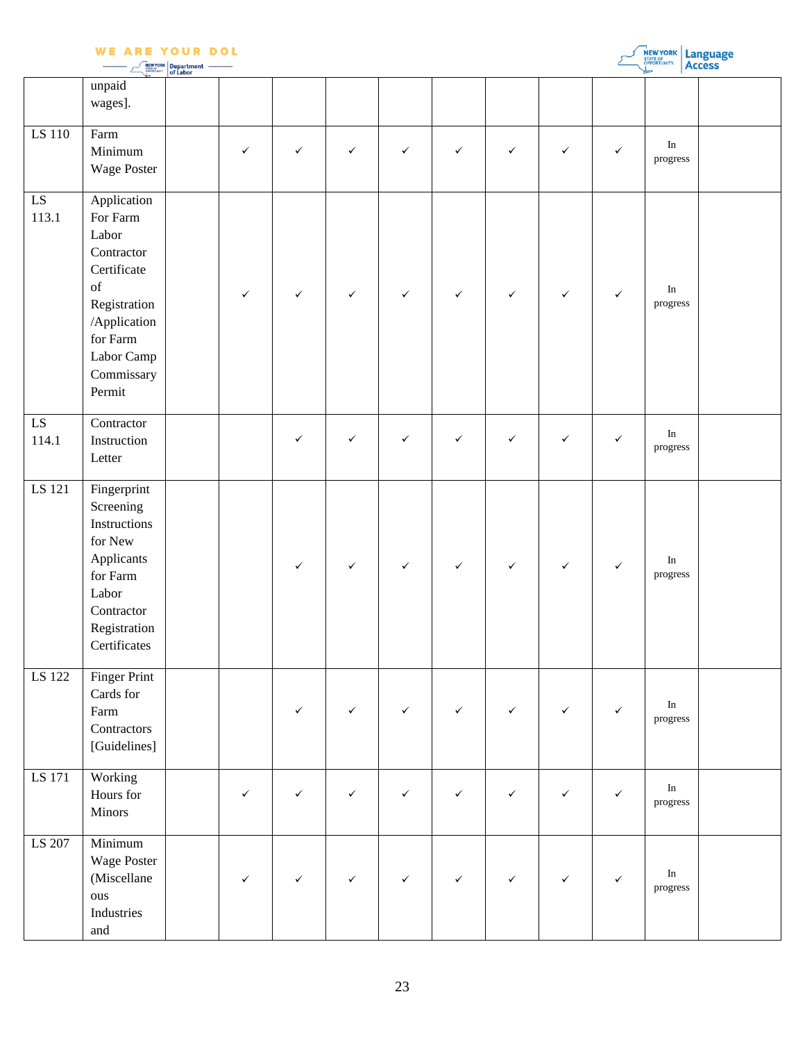| | | | | | | | | | | | | |
|---|---|---|---|---|---|---|---|---|---|---|---|---|
| | unpaid wages]. | | | | | | | | | | | |
| LS 110 | Farm Minimum Wage Poster | | ✓ | ✓ | ✓ | ✓ | ✓ | ✓ | ✓ | ✓ | In progress | |
| LS 113.1 | Application For Farm Labor Contractor Certificate of Registration /Application for Farm Labor Camp Commissary Permit | | ✓ | ✓ | ✓ | ✓ | ✓ | ✓ | ✓ | ✓ | In progress | |
| LS 114.1 | Contractor Instruction Letter | | | ✓ | ✓ | ✓ | ✓ | ✓ | ✓ | ✓ | In progress | |
| LS 121 | Fingerprint Screening Instructions for New Applicants for Farm Labor Contractor Registration Certificates | | | ✓ | ✓ | ✓ | ✓ | ✓ | ✓ | ✓ | In progress | |
| LS 122 | Finger Print Cards for Farm Contractors [Guidelines] | | | ✓ | ✓ | ✓ | ✓ | ✓ | ✓ | ✓ | In progress | |
| LS 171 | Working Hours for Minors | | ✓ | ✓ | ✓ | ✓ | ✓ | ✓ | ✓ | ✓ | In progress | |
| LS 207 | Minimum Wage Poster (Miscellaneous Industries and | | ✓ | ✓ | ✓ | ✓ | ✓ | ✓ | ✓ | ✓ | In progress | |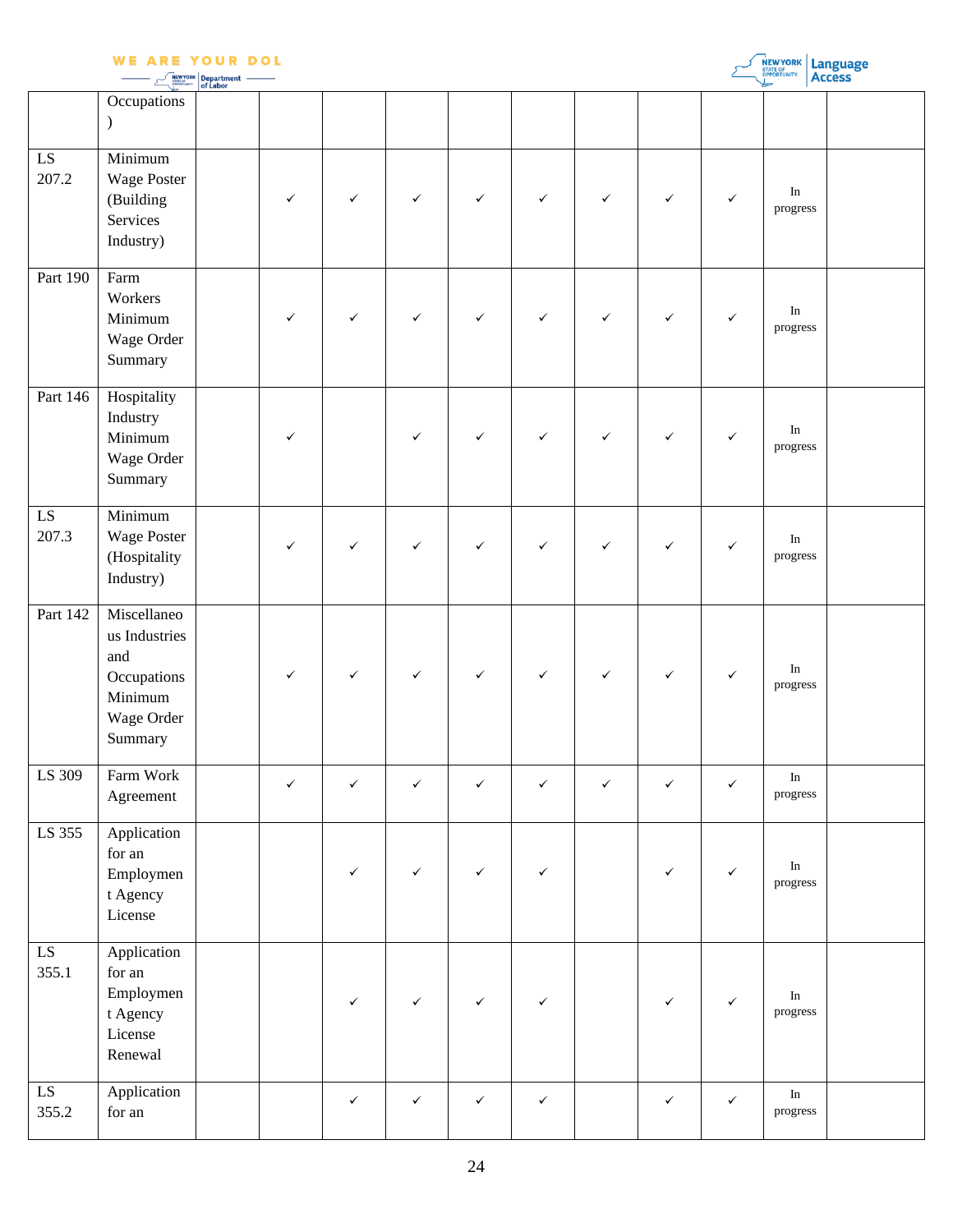| | | | | | | | | | | | | |
|---|---|---|---|---|---|---|---|---|---|---|---|---|
| | Occupations ) | | | | | | | | | | | |
| LS 207.2 | Minimum Wage Poster (Building Services Industry) | | ✓ | ✓ | ✓ | ✓ | ✓ | ✓ | ✓ | ✓ | In progress | |
| Part 190 | Farm Workers Minimum Wage Order Summary | | ✓ | ✓ | ✓ | ✓ | ✓ | ✓ | ✓ | ✓ | In progress | |
| Part 146 | Hospitality Industry Minimum Wage Order Summary | | ✓ | | ✓ | ✓ | ✓ | ✓ | ✓ | ✓ | In progress | |
| LS 207.3 | Minimum Wage Poster (Hospitality Industry) | | ✓ | ✓ | ✓ | ✓ | ✓ | ✓ | ✓ | ✓ | In progress | |
| Part 142 | Miscellaneous Industries and Occupations Minimum Wage Order Summary | | ✓ | ✓ | ✓ | ✓ | ✓ | ✓ | ✓ | ✓ | In progress | |
| LS 309 | Farm Work Agreement | | ✓ | ✓ | ✓ | ✓ | ✓ | ✓ | ✓ | ✓ | In progress | |
| LS 355 | Application for an Employment Agency License | | | ✓ | ✓ | ✓ | ✓ | | ✓ | ✓ | In progress | |
| LS 355.1 | Application for an Employment Agency License Renewal | | | ✓ | ✓ | ✓ | ✓ | | ✓ | ✓ | In progress | |
| LS 355.2 | Application for an | | | ✓ | ✓ | ✓ | ✓ | | ✓ | ✓ | In progress | |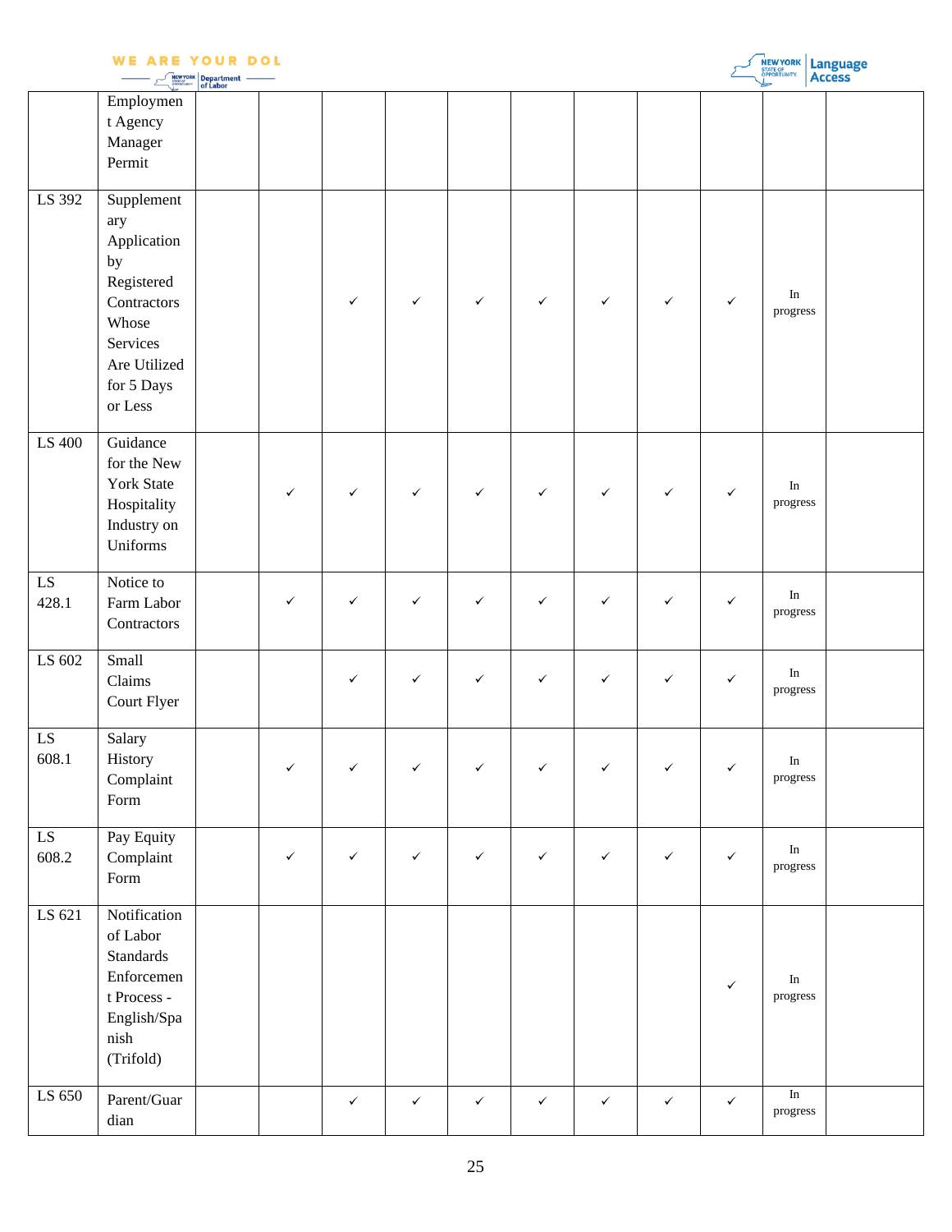| | | | | | | | | | | | | |
|---|---|---|---|---|---|---|---|---|---|---|---|---|
| | Employment Agency Manager Permit | | | | | | | | | | | |
| LS 392 | Supplementary Application by Registered Contractors Whose Services Are Utilized for 5 Days or Less | | | ✓ | ✓ | ✓ | ✓ | ✓ | ✓ | ✓ | In progress | |
| LS 400 | Guidance for the New York State Hospitality Industry on Uniforms | | ✓ | ✓ | ✓ | ✓ | ✓ | ✓ | ✓ | ✓ | In progress | |
| LS 428.1 | Notice to Farm Labor Contractors | | ✓ | ✓ | ✓ | ✓ | ✓ | ✓ | ✓ | ✓ | In progress | |
| LS 602 | Small Claims Court Flyer | | | ✓ | ✓ | ✓ | ✓ | ✓ | ✓ | ✓ | In progress | |
| LS 608.1 | Salary History Complaint Form | | ✓ | ✓ | ✓ | ✓ | ✓ | ✓ | ✓ | ✓ | In progress | |
| LS 608.2 | Pay Equity Complaint Form | | ✓ | ✓ | ✓ | ✓ | ✓ | ✓ | ✓ | ✓ | In progress | |
| LS 621 | Notification of Labor Standards Enforcement Process - English/Spanish (Trifold) | | | | | | | | | ✓ | In progress | |
| LS 650 | Parent/Guardian | | | ✓ | ✓ | ✓ | ✓ | ✓ | ✓ | ✓ | In progress | |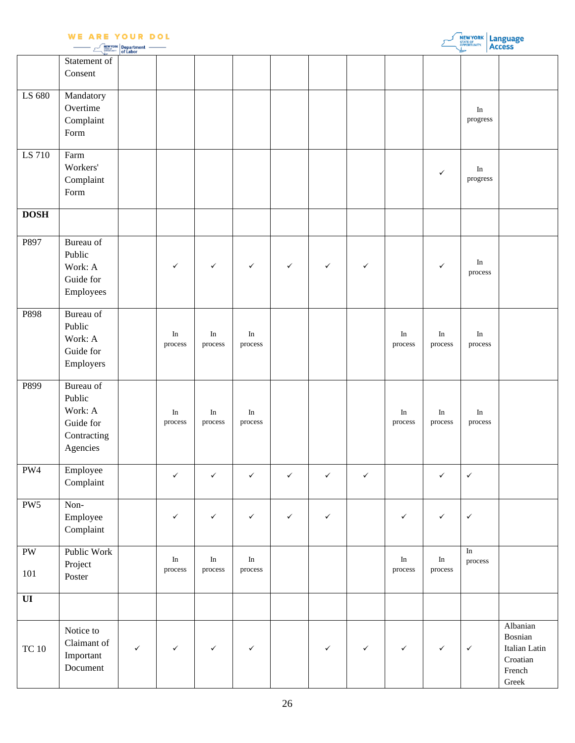| | | | | | | | | | | | | |
|---|---|---|---|---|---|---|---|---|---|---|---|---|
| | Statement of Consent | | | | | | | | | | | |
| LS 680 | Mandatory Overtime Complaint Form | | | | | | | | | | In progress | |
| LS 710 | Farm Workers' Complaint Form | | | | | | | | | ✓ | In progress | |
| **DOSH** | | | | | | | | | | | | |
| P897 | Bureau of Public Work: A Guide for Employees | | ✓ | ✓ | ✓ | ✓ | ✓ | ✓ | | ✓ | In process | |
| P898 | Bureau of Public Work: A Guide for Employers | | In process | In process | In process | | | | In process | In process | In process | |
| P899 | Bureau of Public Work: A Guide for Contracting Agencies | | In process | In process | In process | | | | In process | In process | In process | |
| PW4 | Employee Complaint | | ✓ | ✓ | ✓ | ✓ | ✓ | ✓ | | ✓ | ✓ | |
| PW5 | Non-Employee Complaint | | ✓ | ✓ | ✓ | ✓ | ✓ | | ✓ | ✓ | ✓ | |
| PW 101 | Public Work Project Poster | | In process | In process | In process | | | | In process | In process | In process | |
| **UI** | | | | | | | | | | | | |
| TC 10 | Notice to Claimant of Important Document | ✓ | ✓ | ✓ | ✓ | | ✓ | ✓ | ✓ | ✓ | ✓ | Albanian Bosnian Italian Latin Croatian French Greek |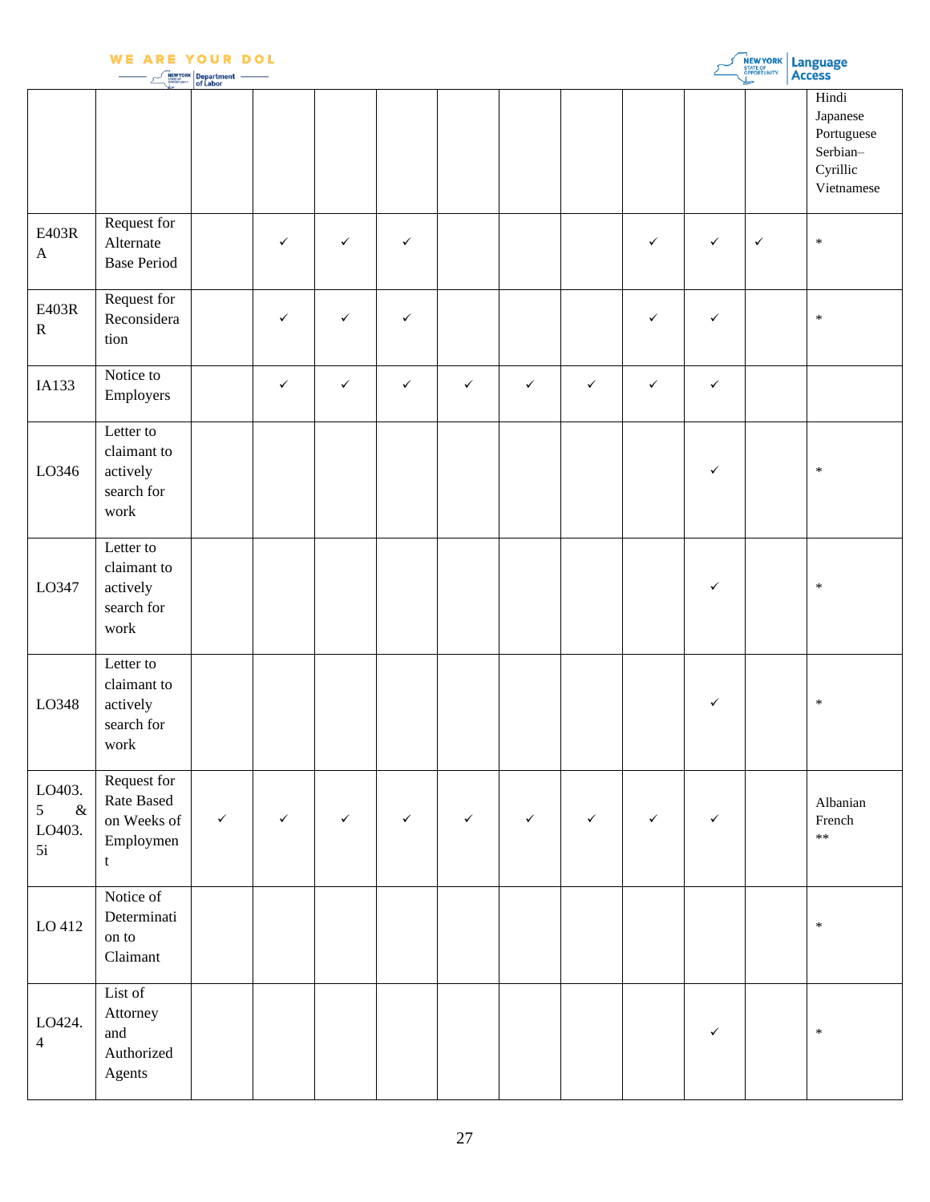| | | | | | | | | | | | | Hindi<br>Japanese<br>Portuguese<br>Serbian–Cyrillic<br>Vietnamese |
|---|---|---|---|---|---|---|---|---|---|---|---|---|
| E403RA | Request for Alternate Base Period | | ✓ | ✓ | ✓ | | | | ✓ | ✓ | ✓ | * |
| E403RR | Request for Reconsideration | | ✓ | ✓ | ✓ | | | | ✓ | ✓ | | * |
| IA133 | Notice to Employers | | ✓ | ✓ | ✓ | ✓ | ✓ | ✓ | ✓ | ✓ | | |
| LO346 | Letter to claimant to actively search for work | | | | | | | | | ✓ | | * |
| LO347 | Letter to claimant to actively search for work | | | | | | | | | ✓ | | * |
| LO348 | Letter to claimant to actively search for work | | | | | | | | | ✓ | | * |
| LO403.5 & LO403.5i | Request for Rate Based on Weeks of Employment | ✓ | ✓ | ✓ | ✓ | ✓ | ✓ | ✓ | ✓ | ✓ | | Albanian<br>French<br>** |
| LO 412 | Notice of Determination to Claimant | | | | | | | | | | | * |
| LO424.4 | List of Attorney and Authorized Agents | | | | | | | | | ✓ | | * |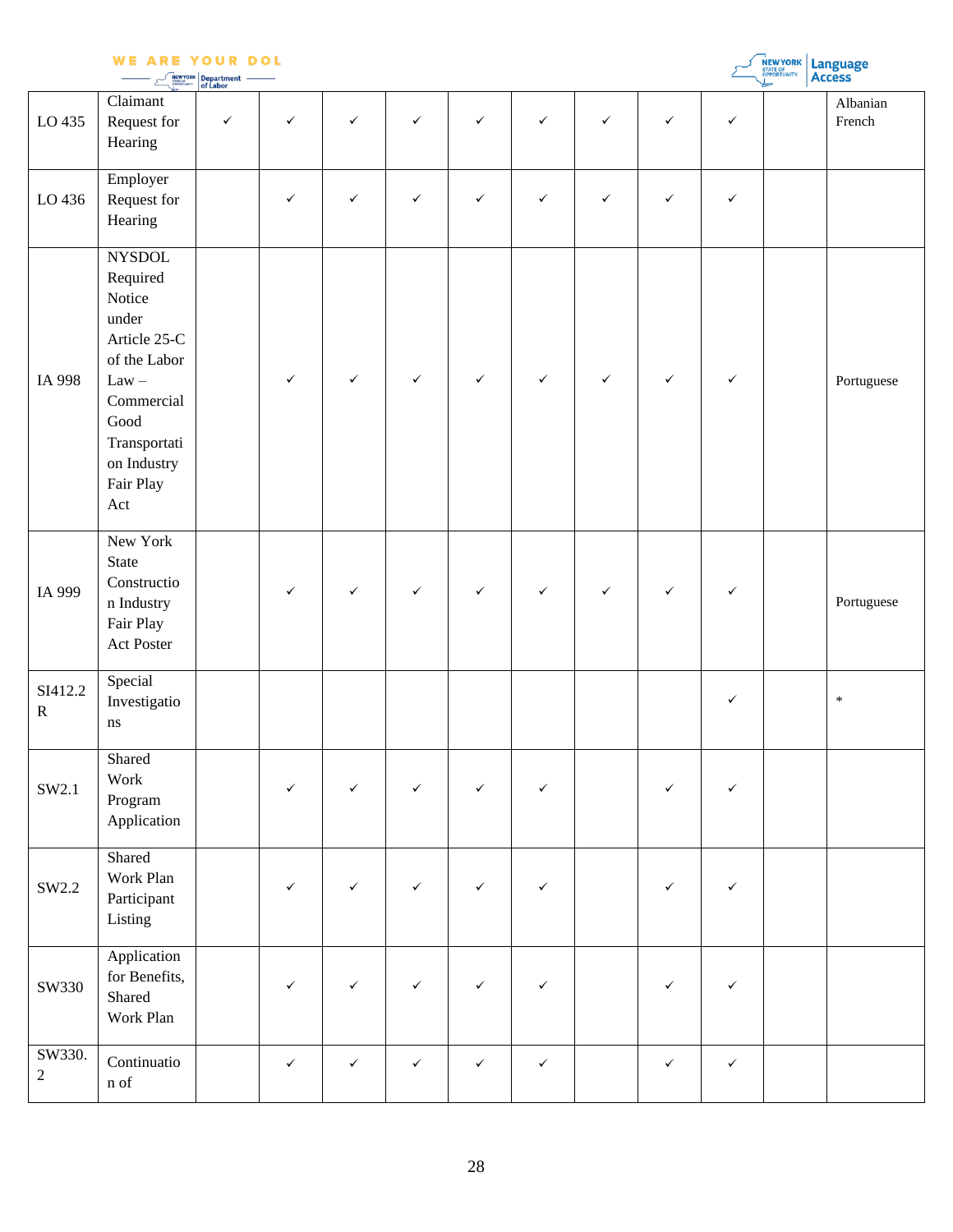| | | | | | | | | | | | | |
|---|---|---|---|---|---|---|---|---|---|---|---|---|
| LO 435 | Claimant Request for Hearing | ✓ | ✓ | ✓ | ✓ | ✓ | ✓ | ✓ | ✓ | ✓ | | Albanian French |
| LO 436 | Employer Request for Hearing | | ✓ | ✓ | ✓ | ✓ | ✓ | ✓ | ✓ | ✓ | | |
| IA 998 | NYSDOL Required Notice under Article 25-C of the Labor Law – Commercial Good Transportation Industry Fair Play Act | | ✓ | ✓ | ✓ | ✓ | ✓ | ✓ | ✓ | ✓ | | Portuguese |
| IA 999 | New York State Construction Industry Fair Play Act Poster | | ✓ | ✓ | ✓ | ✓ | ✓ | ✓ | ✓ | ✓ | | Portuguese |
| SI412.2R | Special Investigations | | | | | | | | | ✓ | | * |
| SW2.1 | Shared Work Program Application | | ✓ | ✓ | ✓ | ✓ | ✓ | | ✓ | ✓ | | |
| SW2.2 | Shared Work Plan Participant Listing | | ✓ | ✓ | ✓ | ✓ | ✓ | | ✓ | ✓ | | |
| SW330 | Application for Benefits, Shared Work Plan | | ✓ | ✓ | ✓ | ✓ | ✓ | | ✓ | ✓ | | |
| SW330.2 | Continuation of | | ✓ | ✓ | ✓ | ✓ | ✓ | | ✓ | ✓ | | |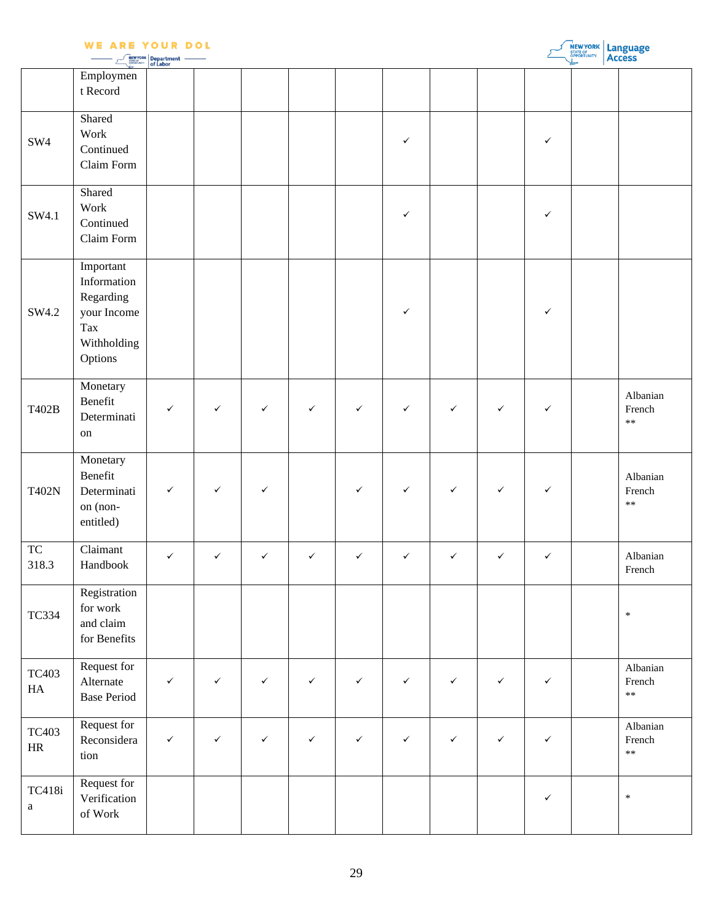| | | | | | | | | | | | | |
|---|---|---|---|---|---|---|---|---|---|---|---|---|
| | Employment Record | | | | | | | | | | | |
| SW4 | Shared Work Continued Claim Form | | | | | | ✓ | | | ✓ | | |
| SW4.1 | Shared Work Continued Claim Form | | | | | | ✓ | | | ✓ | | |
| SW4.2 | Important Information Regarding your Income Tax Withholding Options | | | | | | ✓ | | | ✓ | | |
| T402B | Monetary Benefit Determination | ✓ | ✓ | ✓ | ✓ | ✓ | ✓ | ✓ | ✓ | ✓ | | Albanian French ** |
| T402N | Monetary Benefit Determination (non-entitled) | ✓ | ✓ | ✓ | | ✓ | ✓ | ✓ | ✓ | ✓ | | Albanian French ** |
| TC 318.3 | Claimant Handbook | ✓ | ✓ | ✓ | ✓ | ✓ | ✓ | ✓ | ✓ | ✓ | | Albanian French |
| TC334 | Registration for work and claim for Benefits | | | | | | | | | | | * |
| TC403 HA | Request for Alternate Base Period | ✓ | ✓ | ✓ | ✓ | ✓ | ✓ | ✓ | ✓ | ✓ | | Albanian French ** |
| TC403 HR | Request for Reconsideration | ✓ | ✓ | ✓ | ✓ | ✓ | ✓ | ✓ | ✓ | ✓ | | Albanian French ** |
| TC418ia | Request for Verification of Work | | | | | | | | | ✓ | | * |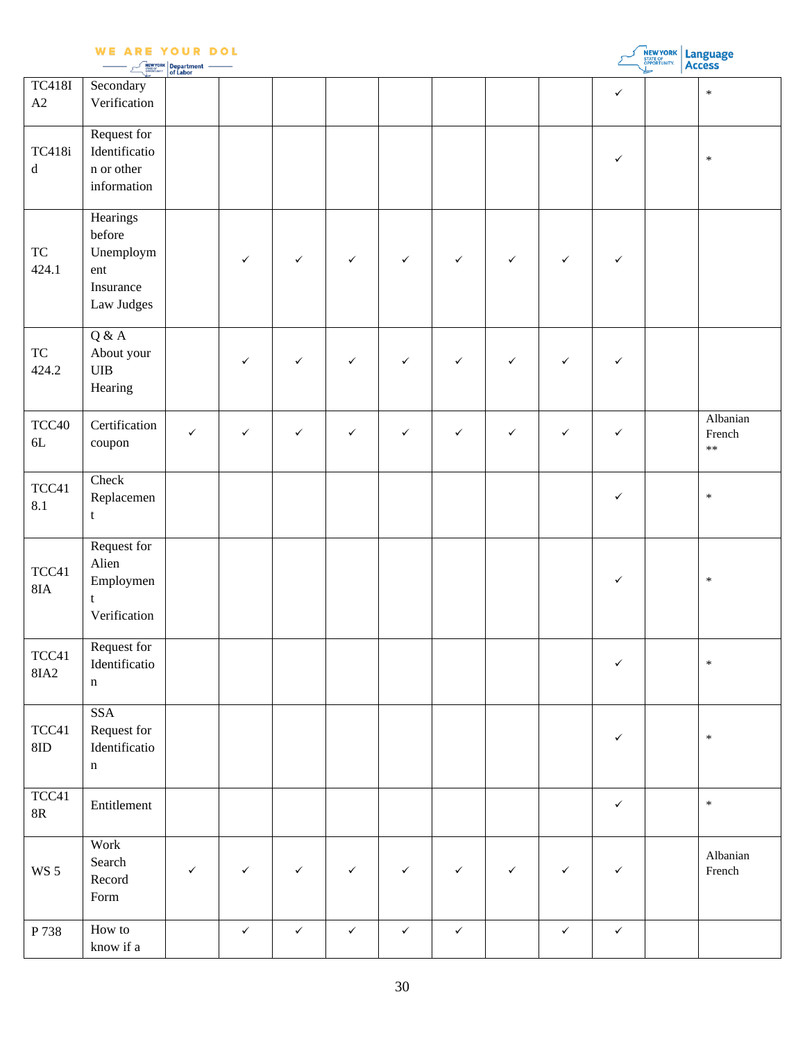| | | | | | | | | | | | | |
|---|---|---|---|---|---|---|---|---|---|---|---|---|
| TC418IA2 | Secondary Verification | | | | | | | | | ✓ | | * |
| TC418id | Request for Identification or other information | | | | | | | | | ✓ | | * |
| TC 424.1 | Hearings before Unemployment Insurance Law Judges | | ✓ | ✓ | ✓ | ✓ | ✓ | ✓ | ✓ | ✓ | | |
| TC 424.2 | Q & A About your UIB Hearing | | ✓ | ✓ | ✓ | ✓ | ✓ | ✓ | ✓ | ✓ | | |
| TCC406L | Certification coupon | ✓ | ✓ | ✓ | ✓ | ✓ | ✓ | ✓ | ✓ | ✓ | | Albanian French ** |
| TCC418.1 | Check Replacement | | | | | | | | | ✓ | | * |
| TCC418IA | Request for Alien Employment Verification | | | | | | | | | ✓ | | * |
| TCC418IA2 | Request for Identification | | | | | | | | | ✓ | | * |
| TCC418ID | SSA Request for Identification | | | | | | | | | ✓ | | * |
| TCC418R | Entitlement | | | | | | | | | ✓ | | * |
| WS 5 | Work Search Record Form | ✓ | ✓ | ✓ | ✓ | ✓ | ✓ | ✓ | ✓ | ✓ | | Albanian French |
| P 738 | How to know if a | | ✓ | ✓ | ✓ | ✓ | ✓ | | ✓ | ✓ | | |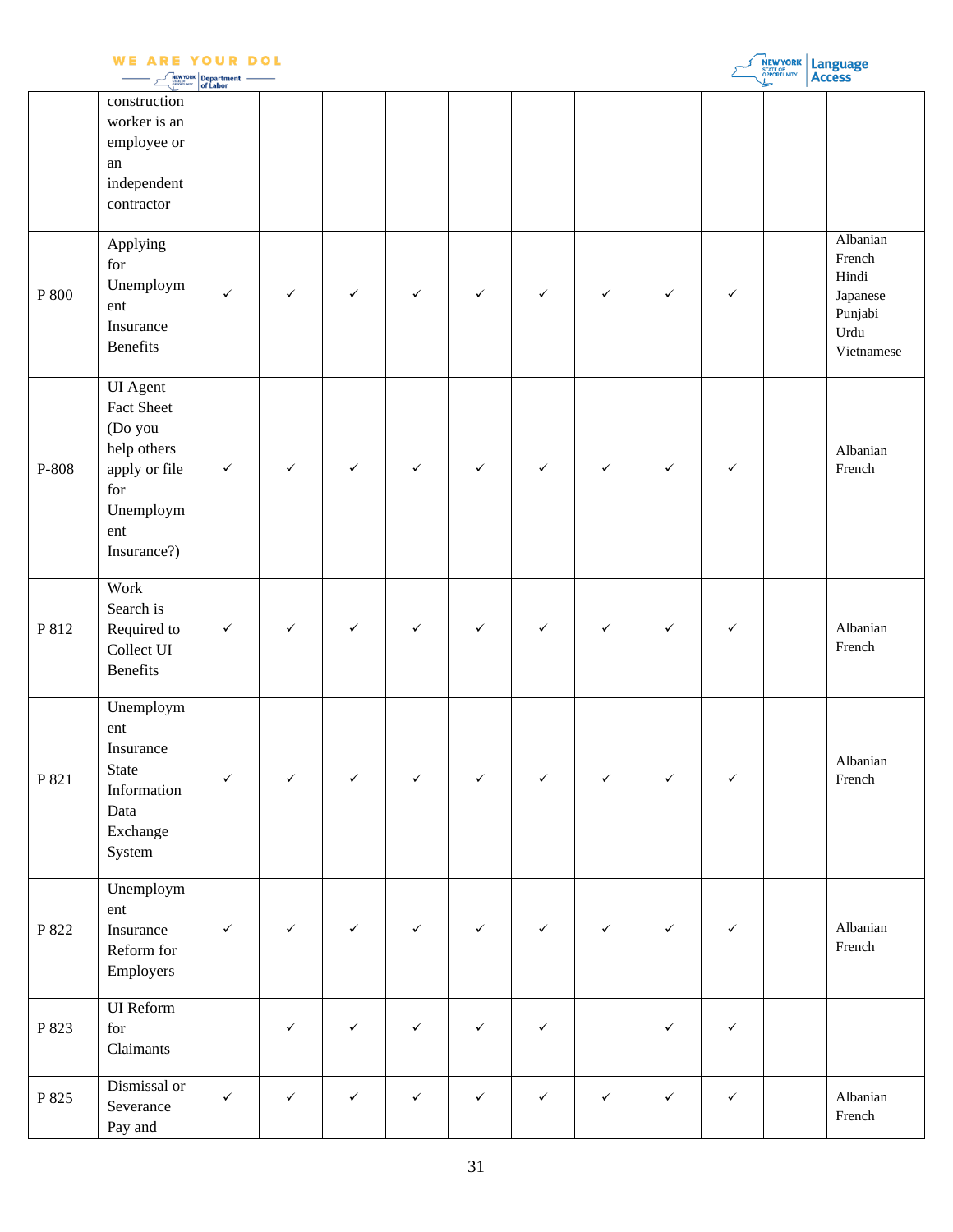| | | | | | | | | | | | |
|---|---|---|---|---|---|---|---|---|---|---|---|
| | construction worker is an employee or an independent contractor | | | | | | | | | | |
| P 800 | Applying for Unemployment Insurance Benefits | ✓ | ✓ | ✓ | ✓ | ✓ | ✓ | ✓ | ✓ | ✓ | | Albanian French Hindi Japanese Punjabi Urdu Vietnamese |
| P-808 | UI Agent Fact Sheet (Do you help others apply or file for Unemployment Insurance?) | ✓ | ✓ | ✓ | ✓ | ✓ | ✓ | ✓ | ✓ | ✓ | | Albanian French |
| P 812 | Work Search is Required to Collect UI Benefits | ✓ | ✓ | ✓ | ✓ | ✓ | ✓ | ✓ | ✓ | ✓ | | Albanian French |
| P 821 | Unemployment Insurance State Information Data Exchange System | ✓ | ✓ | ✓ | ✓ | ✓ | ✓ | ✓ | ✓ | ✓ | | Albanian French |
| P 822 | Unemployment Insurance Reform for Employers | ✓ | ✓ | ✓ | ✓ | ✓ | ✓ | ✓ | ✓ | ✓ | | Albanian French |
| P 823 | UI Reform for Claimants | | ✓ | ✓ | ✓ | ✓ | ✓ | | ✓ | ✓ | | |
| P 825 | Dismissal or Severance Pay and | ✓ | ✓ | ✓ | ✓ | ✓ | ✓ | ✓ | ✓ | ✓ | | Albanian French |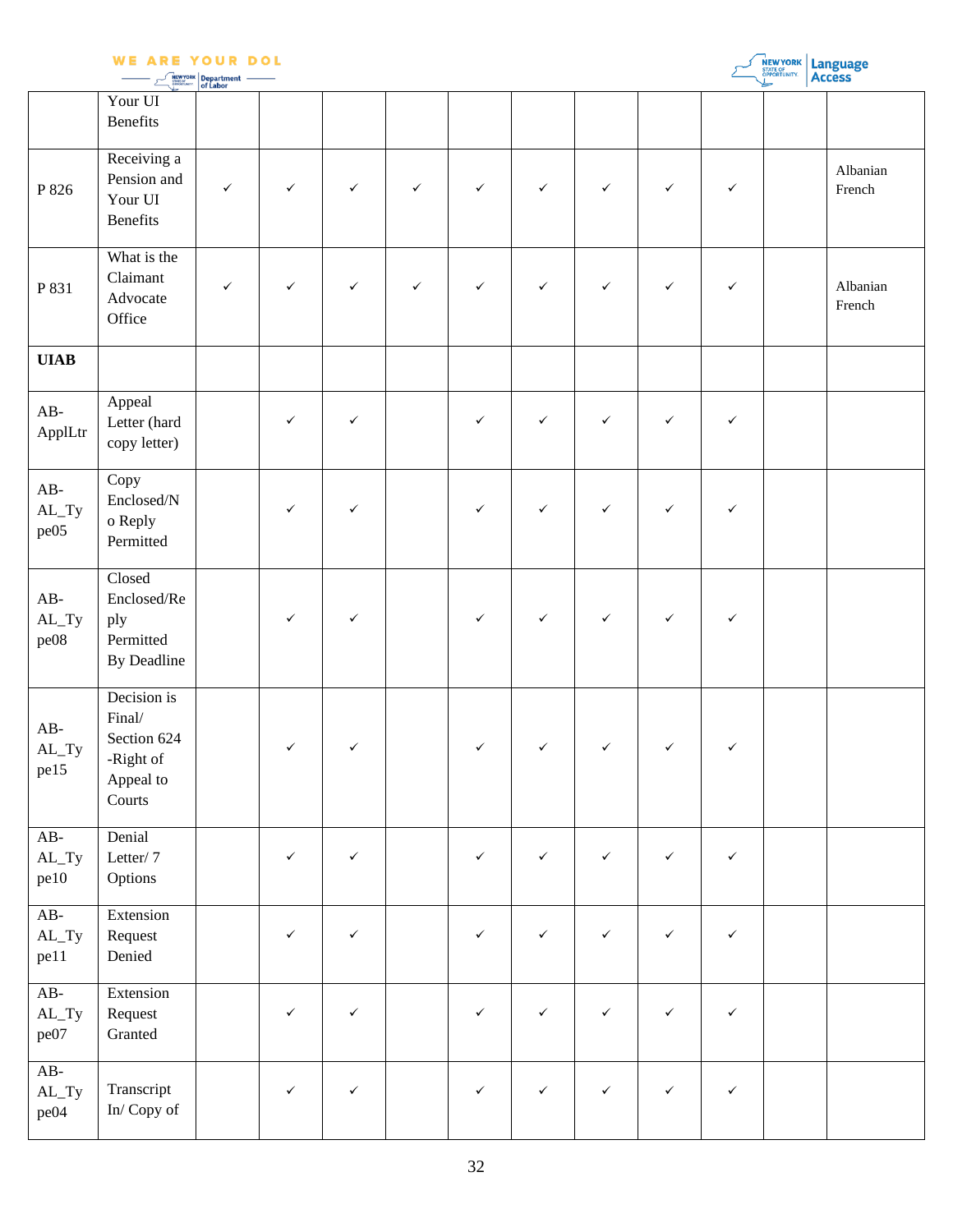| | Your UI Benefits | | | | | | | | | | | |
|---|---|---|---|---|---|---|---|---|---|---|---|---|
| P 826 | Receiving a Pension and Your UI Benefits | ✓ | ✓ | ✓ | ✓ | ✓ | ✓ | ✓ | ✓ | ✓ | | Albanian French |
| P 831 | What is the Claimant Advocate Office | ✓ | ✓ | ✓ | ✓ | ✓ | ✓ | ✓ | ✓ | ✓ | | Albanian French |
| **UIAB** | | | | | | | | | | | | |
| AB-ApplLtr | Appeal Letter (hard copy letter) | | ✓ | ✓ | | ✓ | ✓ | ✓ | ✓ | ✓ | | |
| AB-AL_Type05 | Copy Enclosed/No Reply Permitted | | ✓ | ✓ | | ✓ | ✓ | ✓ | ✓ | ✓ | | |
| AB-AL_Type08 | Closed Enclosed/Reply Permitted By Deadline | | ✓ | ✓ | | ✓ | ✓ | ✓ | ✓ | ✓ | | |
| AB-AL_Type15 | Decision is Final/ Section 624 -Right of Appeal to Courts | | ✓ | ✓ | | ✓ | ✓ | ✓ | ✓ | ✓ | | |
| AB-AL_Type10 | Denial Letter/ 7 Options | | ✓ | ✓ | | ✓ | ✓ | ✓ | ✓ | ✓ | | |
| AB-AL_Type11 | Extension Request Denied | | ✓ | ✓ | | ✓ | ✓ | ✓ | ✓ | ✓ | | |
| AB-AL_Type07 | Extension Request Granted | | ✓ | ✓ | | ✓ | ✓ | ✓ | ✓ | ✓ | | |
| AB-AL_Type04 | Transcript In/ Copy of | | ✓ | ✓ | | ✓ | ✓ | ✓ | ✓ | ✓ | | |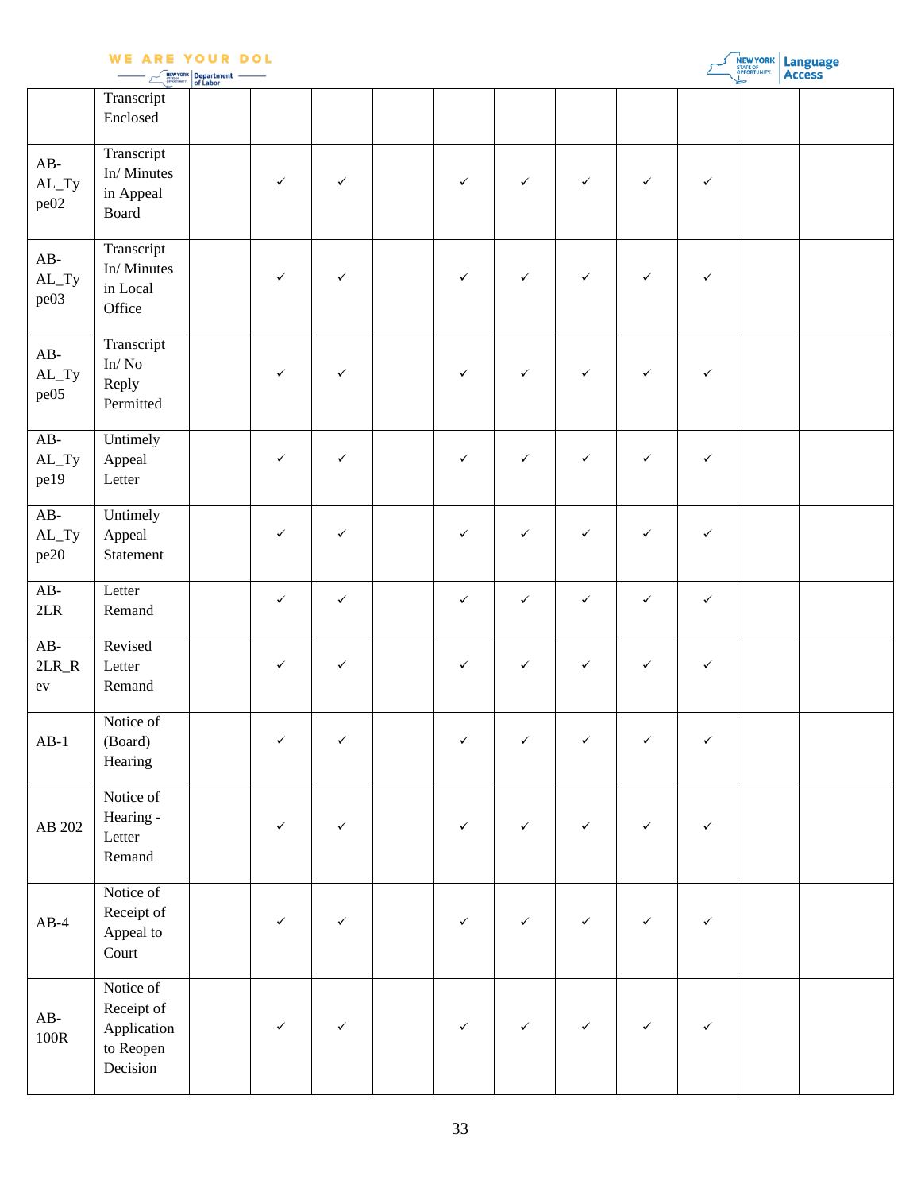| | | | | | | | | | | | | |
|---|---|---|---|---|---|---|---|---|---|---|---|---|
| | Transcript Enclosed | | | | | | | | | | | |
| AB-AL_Type02 | Transcript In/ Minutes in Appeal Board | | ✓ | ✓ | | ✓ | ✓ | ✓ | ✓ | ✓ | | |
| AB-AL_Type03 | Transcript In/ Minutes in Local Office | | ✓ | ✓ | | ✓ | ✓ | ✓ | ✓ | ✓ | | |
| AB-AL_Type05 | Transcript In/ No Reply Permitted | | ✓ | ✓ | | ✓ | ✓ | ✓ | ✓ | ✓ | | |
| AB-AL_Type19 | Untimely Appeal Letter | | ✓ | ✓ | | ✓ | ✓ | ✓ | ✓ | ✓ | | |
| AB-AL_Type20 | Untimely Appeal Statement | | ✓ | ✓ | | ✓ | ✓ | ✓ | ✓ | ✓ | | |
| AB-2LR | Letter Remand | | ✓ | ✓ | | ✓ | ✓ | ✓ | ✓ | ✓ | | |
| AB-2LR_Rev | Revised Letter Remand | | ✓ | ✓ | | ✓ | ✓ | ✓ | ✓ | ✓ | | |
| AB-1 | Notice of (Board) Hearing | | ✓ | ✓ | | ✓ | ✓ | ✓ | ✓ | ✓ | | |
| AB 202 | Notice of Hearing - Letter Remand | | ✓ | ✓ | | ✓ | ✓ | ✓ | ✓ | ✓ | | |
| AB-4 | Notice of Receipt of Appeal to Court | | ✓ | ✓ | | ✓ | ✓ | ✓ | ✓ | ✓ | | |
| AB-100R | Notice of Receipt of Application to Reopen Decision | | ✓ | ✓ | | ✓ | ✓ | ✓ | ✓ | ✓ | | |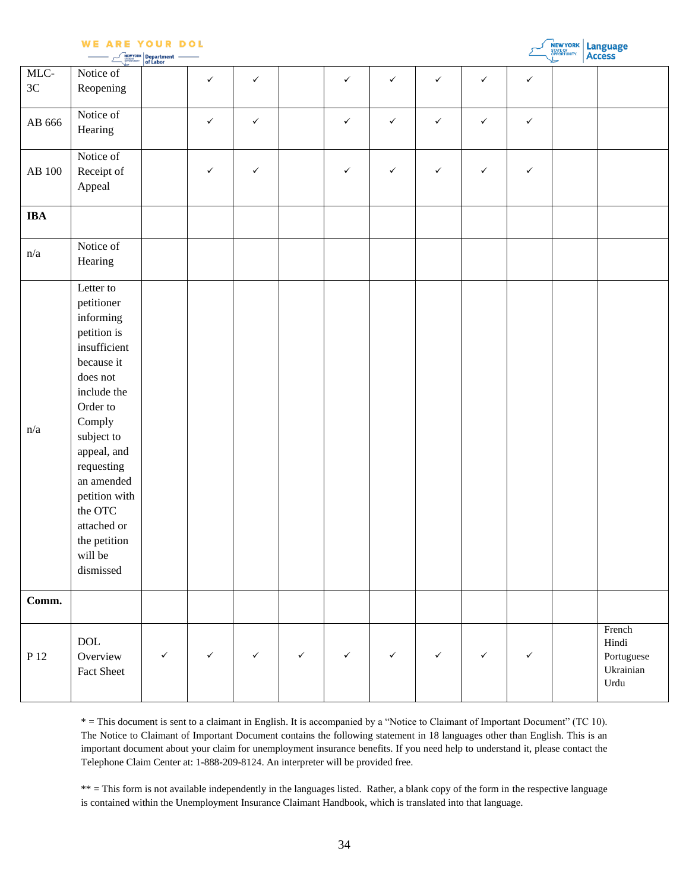| | | | | | | | | | | | | |
|---|---|---|---|---|---|---|---|---|---|---|---|---|
| MLC-3C | Notice of Reopening | | ✓ | ✓ | | ✓ | ✓ | ✓ | ✓ | ✓ | | |
| AB 666 | Notice of Hearing | | ✓ | ✓ | | ✓ | ✓ | ✓ | ✓ | ✓ | | |
| AB 100 | Notice of Receipt of Appeal | | ✓ | ✓ | | ✓ | ✓ | ✓ | ✓ | ✓ | | |
| **IBA** | | | | | | | | | | | | |
| n/a | Notice of Hearing | | | | | | | | | | | |
| n/a | Letter to petitioner informing petition is insufficient because it does not include the Order to Comply subject to appeal, and requesting an amended petition with the OTC attached or the petition will be dismissed | | | | | | | | | | | |
| **Comm.** | | | | | | | | | | | | |
| P 12 | DOL Overview Fact Sheet | ✓ | ✓ | ✓ | ✓ | ✓ | ✓ | ✓ | ✓ | ✓ | | French Hindi Portuguese Ukrainian Urdu |

* = This document is sent to a claimant in English. It is accompanied by a "Notice to Claimant of Important Document" (TC 10). The Notice to Claimant of Important Document contains the following statement in 18 languages other than English. This is an important document about your claim for unemployment insurance benefits. If you need help to understand it, please contact the Telephone Claim Center at: 1-888-209-8124. An interpreter will be provided free.

** = This form is not available independently in the languages listed. Rather, a blank copy of the form in the respective language is contained within the Unemployment Insurance Claimant Handbook, which is translated into that language.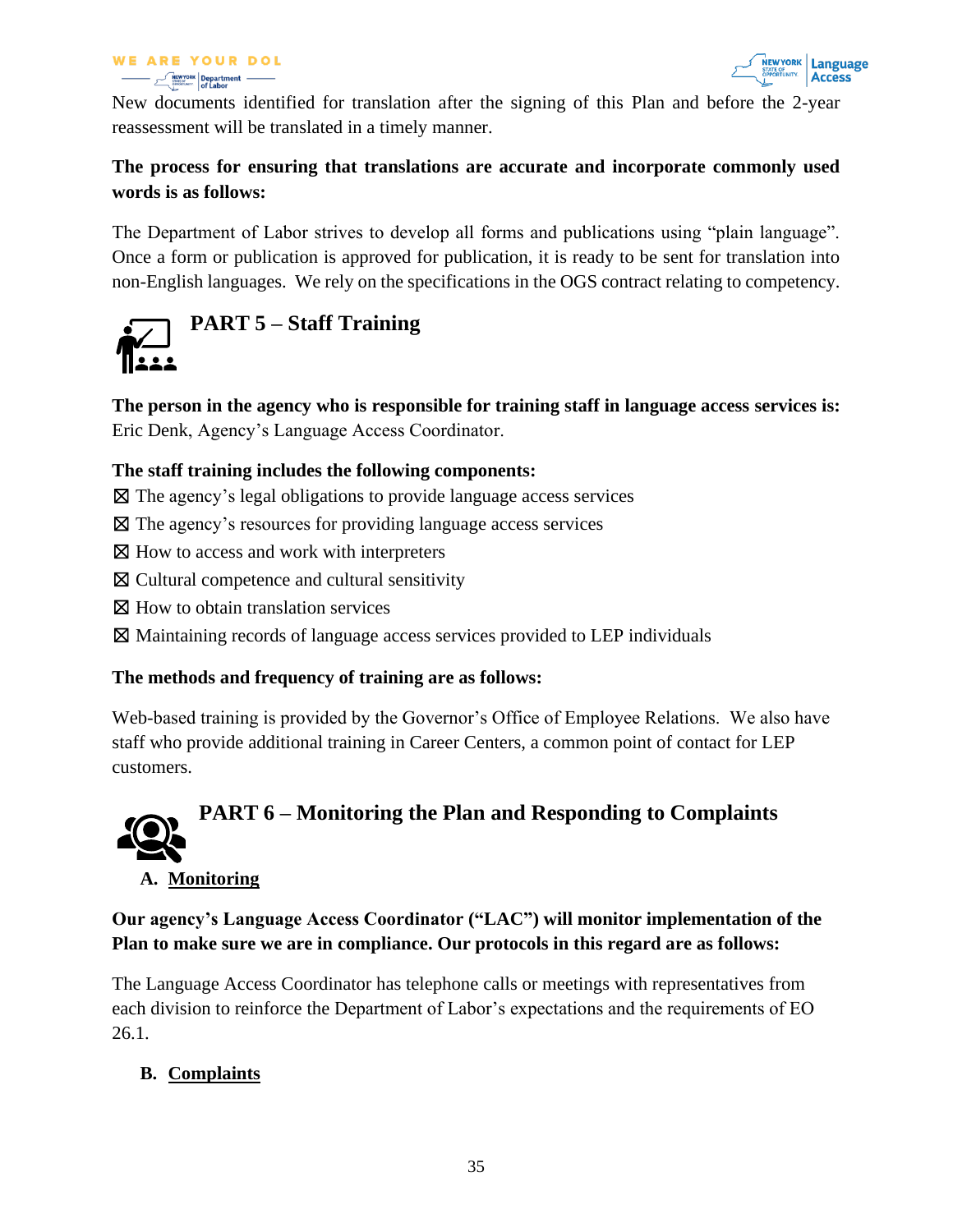New documents identified for translation after the signing of this Plan and before the 2-year reassessment will be translated in a timely manner.

**The process for ensuring that translations are accurate and incorporate commonly used words is as follows:**

The Department of Labor strives to develop all forms and publications using "plain language". Once a form or publication is approved for publication, it is ready to be sent for translation into non-English languages. We rely on the specifications in the OGS contract relating to competency.

## PART 5 – Staff Training

**The person in the agency who is responsible for training staff in language access services is:** Eric Denk, Agency's Language Access Coordinator.

**The staff training includes the following components:**

☒ The agency's legal obligations to provide language access services
☒ The agency's resources for providing language access services
☒ How to access and work with interpreters
☒ Cultural competence and cultural sensitivity
☒ How to obtain translation services
☒ Maintaining records of language access services provided to LEP individuals

**The methods and frequency of training are as follows:**

Web-based training is provided by the Governor's Office of Employee Relations. We also have staff who provide additional training in Career Centers, a common point of contact for LEP customers.

## PART 6 – Monitoring the Plan and Responding to Complaints

### A. Monitoring

**Our agency's Language Access Coordinator ("LAC") will monitor implementation of the Plan to make sure we are in compliance. Our protocols in this regard are as follows:**

The Language Access Coordinator has telephone calls or meetings with representatives from each division to reinforce the Department of Labor's expectations and the requirements of EO 26.1.

### B. Complaints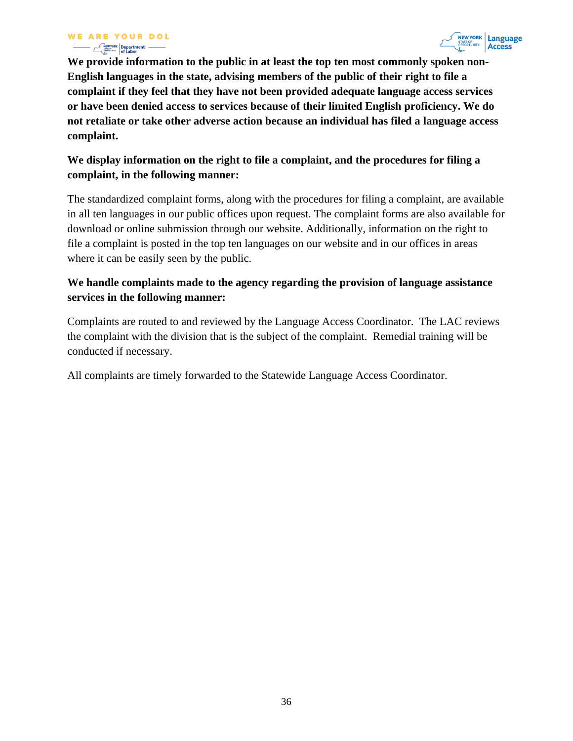**We provide information to the public in at least the top ten most commonly spoken non-English languages in the state, advising members of the public of their right to file a complaint if they feel that they have not been provided adequate language access services or have been denied access to services because of their limited English proficiency. We do not retaliate or take other adverse action because an individual has filed a language access complaint.**

**We display information on the right to file a complaint, and the procedures for filing a complaint, in the following manner:**

The standardized complaint forms, along with the procedures for filing a complaint, are available in all ten languages in our public offices upon request. The complaint forms are also available for download or online submission through our website. Additionally, information on the right to file a complaint is posted in the top ten languages on our website and in our offices in areas where it can be easily seen by the public.

**We handle complaints made to the agency regarding the provision of language assistance services in the following manner:**

Complaints are routed to and reviewed by the Language Access Coordinator. The LAC reviews the complaint with the division that is the subject of the complaint. Remedial training will be conducted if necessary.

All complaints are timely forwarded to the Statewide Language Access Coordinator.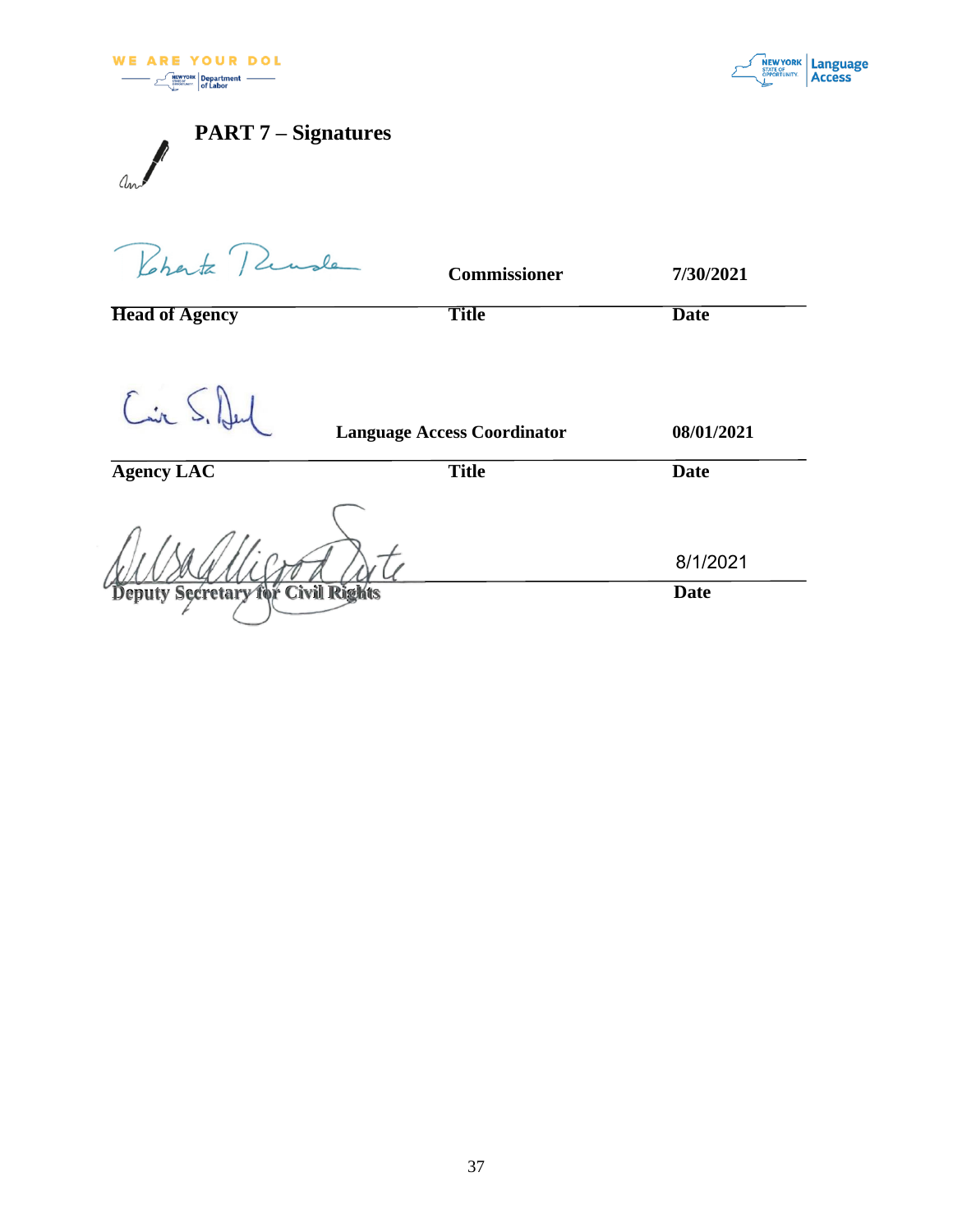## PART 7 – Signatures

| | | |
|---|---|---|
| | **Commissioner** | **7/30/2021** |
| **Head of Agency** | **Title** | **Date** |
| | **Language Access Coordinator** | **08/01/2021** |
| **Agency LAC** | **Title** | **Date** |
| | | 8/1/2021 |
| **Deputy Secretary for Civil Rights** | | **Date** |